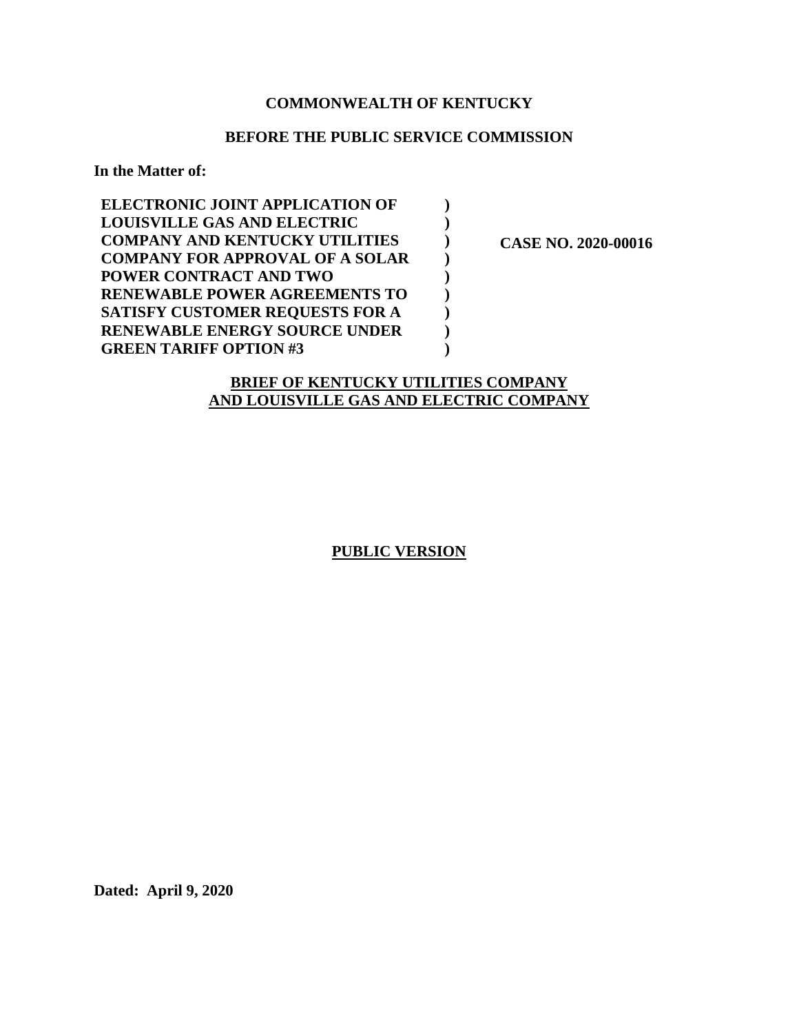**COMMONWEALTH OF KENTUCKY**

**BEFORE THE PUBLIC SERVICE COMMISSION**

**In the Matter of:**

| | | |
|---|---|---|
| **ELECTRONIC JOINT APPLICATION OF LOUISVILLE GAS AND ELECTRIC COMPANY AND KENTUCKY UTILITIES COMPANY FOR APPROVAL OF A SOLAR POWER CONTRACT AND TWO RENEWABLE POWER AGREEMENTS TO SATISFY CUSTOMER REQUESTS FOR A RENEWABLE ENERGY SOURCE UNDER GREEN TARIFF OPTION #3** | **)<br>)<br>)<br>)<br>)<br>)<br>)<br>)<br>)** | **CASE NO. 2020-00016** |

**BRIEF OF KENTUCKY UTILITIES COMPANY AND LOUISVILLE GAS AND ELECTRIC COMPANY**

**PUBLIC VERSION**

**Dated: April 9, 2020**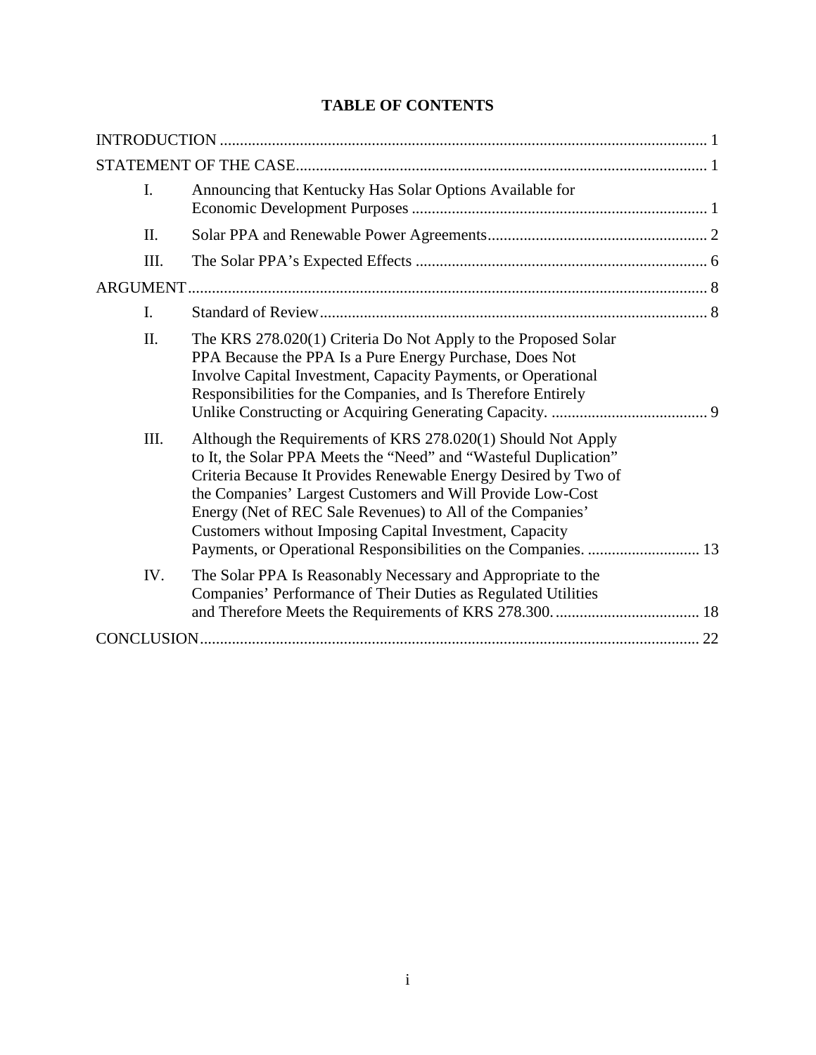# TABLE OF CONTENTS

INTRODUCTION ........................................................................................................................ 1

STATEMENT OF THE CASE...................................................................................................... 1

I. Announcing that Kentucky Has Solar Options Available for Economic Development Purposes ......................................................................... 1

II. Solar PPA and Renewable Power Agreements...................................................... 2

III. The Solar PPA's Expected Effects ........................................................................ 6

ARGUMENT................................................................................................................................. 8

I. Standard of Review................................................................................................ 8

II. The KRS 278.020(1) Criteria Do Not Apply to the Proposed Solar PPA Because the PPA Is a Pure Energy Purchase, Does Not Involve Capital Investment, Capacity Payments, or Operational Responsibilities for the Companies, and Is Therefore Entirely Unlike Constructing or Acquiring Generating Capacity. ....................................... 9

III. Although the Requirements of KRS 278.020(1) Should Not Apply to It, the Solar PPA Meets the "Need" and "Wasteful Duplication" Criteria Because It Provides Renewable Energy Desired by Two of the Companies' Largest Customers and Will Provide Low-Cost Energy (Net of REC Sale Revenues) to All of the Companies' Customers without Imposing Capital Investment, Capacity Payments, or Operational Responsibilities on the Companies. ............................ 13

IV. The Solar PPA Is Reasonably Necessary and Appropriate to the Companies' Performance of Their Duties as Regulated Utilities and Therefore Meets the Requirements of KRS 278.300. .................................... 18

CONCLUSION............................................................................................................................ 22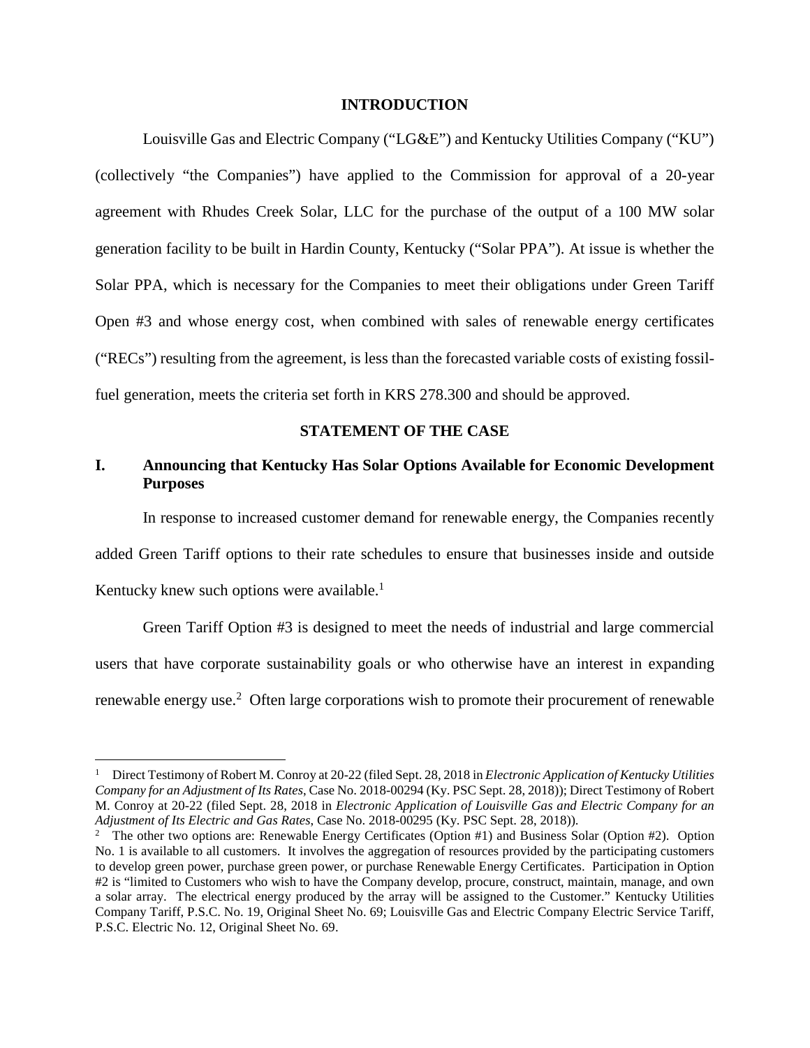## INTRODUCTION

Louisville Gas and Electric Company ("LG&E") and Kentucky Utilities Company ("KU") (collectively "the Companies") have applied to the Commission for approval of a 20-year agreement with Rhudes Creek Solar, LLC for the purchase of the output of a 100 MW solar generation facility to be built in Hardin County, Kentucky ("Solar PPA"). At issue is whether the Solar PPA, which is necessary for the Companies to meet their obligations under Green Tariff Open #3 and whose energy cost, when combined with sales of renewable energy certificates ("RECs") resulting from the agreement, is less than the forecasted variable costs of existing fossil-fuel generation, meets the criteria set forth in KRS 278.300 and should be approved.

## STATEMENT OF THE CASE

### I. Announcing that Kentucky Has Solar Options Available for Economic Development Purposes

In response to increased customer demand for renewable energy, the Companies recently added Green Tariff options to their rate schedules to ensure that businesses inside and outside Kentucky knew such options were available.[1]

Green Tariff Option #3 is designed to meet the needs of industrial and large commercial users that have corporate sustainability goals or who otherwise have an interest in expanding renewable energy use.[2] Often large corporations wish to promote their procurement of renewable

---

[1] Direct Testimony of Robert M. Conroy at 20-22 (filed Sept. 28, 2018 in *Electronic Application of Kentucky Utilities Company for an Adjustment of Its Rates*, Case No. 2018-00294 (Ky. PSC Sept. 28, 2018)); Direct Testimony of Robert M. Conroy at 20-22 (filed Sept. 28, 2018 in *Electronic Application of Louisville Gas and Electric Company for an Adjustment of Its Electric and Gas Rates*, Case No. 2018-00295 (Ky. PSC Sept. 28, 2018)).

[2] The other two options are: Renewable Energy Certificates (Option #1) and Business Solar (Option #2). Option No. 1 is available to all customers. It involves the aggregation of resources provided by the participating customers to develop green power, purchase green power, or purchase Renewable Energy Certificates. Participation in Option #2 is "limited to Customers who wish to have the Company develop, procure, construct, maintain, manage, and own a solar array. The electrical energy produced by the array will be assigned to the Customer." Kentucky Utilities Company Tariff, P.S.C. No. 19, Original Sheet No. 69; Louisville Gas and Electric Company Electric Service Tariff, P.S.C. Electric No. 12, Original Sheet No. 69.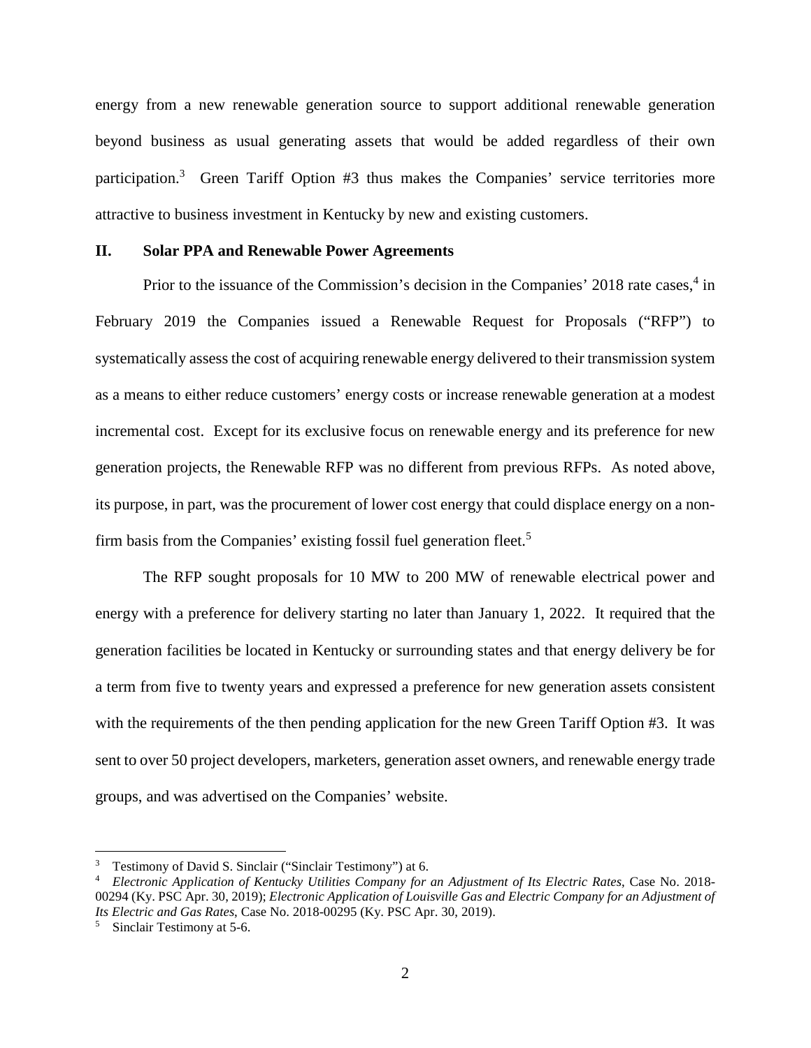energy from a new renewable generation source to support additional renewable generation beyond business as usual generating assets that would be added regardless of their own participation.[3] Green Tariff Option #3 thus makes the Companies' service territories more attractive to business investment in Kentucky by new and existing customers.

## II. Solar PPA and Renewable Power Agreements

Prior to the issuance of the Commission's decision in the Companies' 2018 rate cases,[4] in February 2019 the Companies issued a Renewable Request for Proposals ("RFP") to systematically assess the cost of acquiring renewable energy delivered to their transmission system as a means to either reduce customers' energy costs or increase renewable generation at a modest incremental cost. Except for its exclusive focus on renewable energy and its preference for new generation projects, the Renewable RFP was no different from previous RFPs. As noted above, its purpose, in part, was the procurement of lower cost energy that could displace energy on a non-firm basis from the Companies' existing fossil fuel generation fleet.[5]

The RFP sought proposals for 10 MW to 200 MW of renewable electrical power and energy with a preference for delivery starting no later than January 1, 2022. It required that the generation facilities be located in Kentucky or surrounding states and that energy delivery be for a term from five to twenty years and expressed a preference for new generation assets consistent with the requirements of the then pending application for the new Green Tariff Option #3. It was sent to over 50 project developers, marketers, generation asset owners, and renewable energy trade groups, and was advertised on the Companies' website.

---

[3] Testimony of David S. Sinclair ("Sinclair Testimony") at 6.

[4] *Electronic Application of Kentucky Utilities Company for an Adjustment of Its Electric Rates*, Case No. 2018-00294 (Ky. PSC Apr. 30, 2019); *Electronic Application of Louisville Gas and Electric Company for an Adjustment of Its Electric and Gas Rates*, Case No. 2018-00295 (Ky. PSC Apr. 30, 2019).

[5] Sinclair Testimony at 5-6.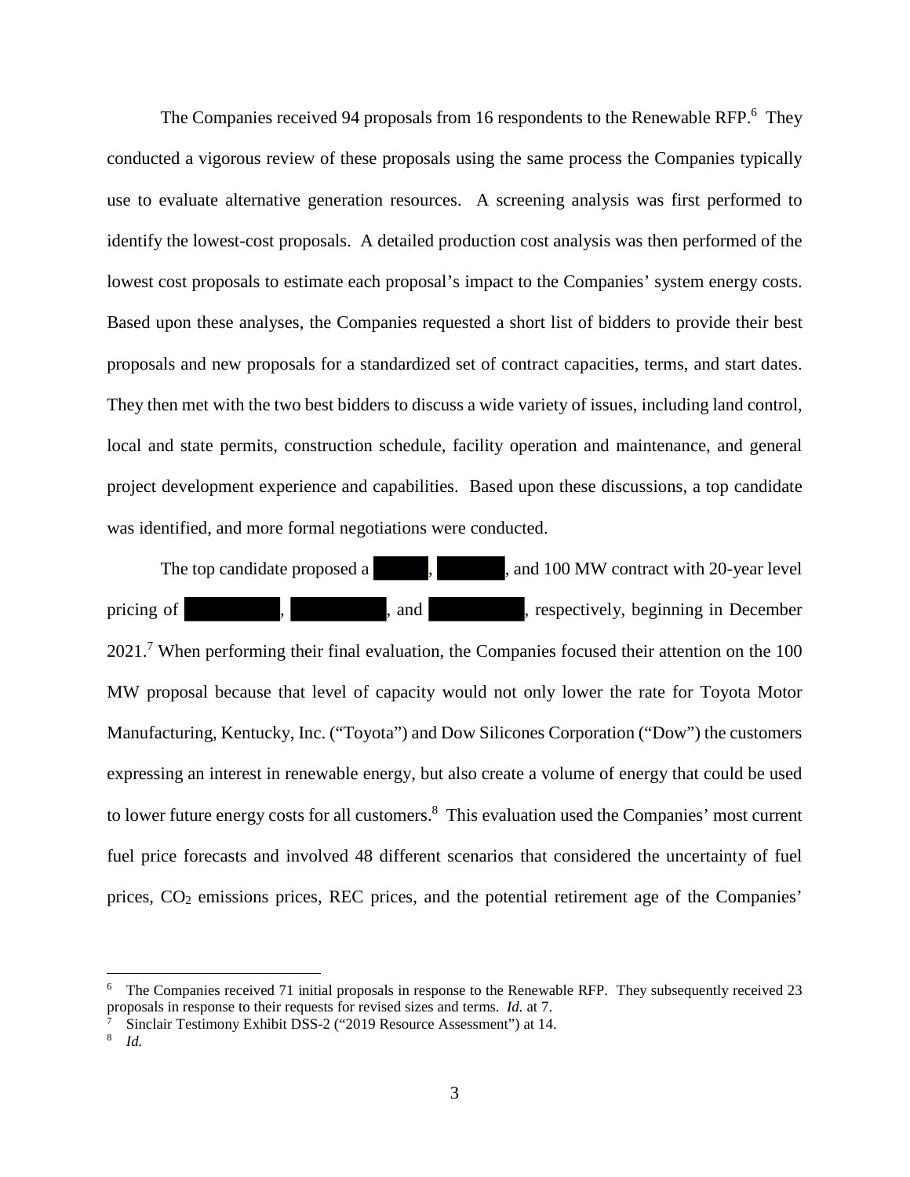The Companies received 94 proposals from 16 respondents to the Renewable RFP.[6] They conducted a vigorous review of these proposals using the same process the Companies typically use to evaluate alternative generation resources. A screening analysis was first performed to identify the lowest-cost proposals. A detailed production cost analysis was then performed of the lowest cost proposals to estimate each proposal's impact to the Companies' system energy costs. Based upon these analyses, the Companies requested a short list of bidders to provide their best proposals and new proposals for a standardized set of contract capacities, terms, and start dates. They then met with the two best bidders to discuss a wide variety of issues, including land control, local and state permits, construction schedule, facility operation and maintenance, and general project development experience and capabilities. Based upon these discussions, a top candidate was identified, and more formal negotiations were conducted.

The top candidate proposed a ██████, ██████, and 100 MW contract with 20-year level pricing of ██████████, ██████████, and ██████████, respectively, beginning in December 2021.[7] When performing their final evaluation, the Companies focused their attention on the 100 MW proposal because that level of capacity would not only lower the rate for Toyota Motor Manufacturing, Kentucky, Inc. ("Toyota") and Dow Silicones Corporation ("Dow") the customers expressing an interest in renewable energy, but also create a volume of energy that could be used to lower future energy costs for all customers.[8] This evaluation used the Companies' most current fuel price forecasts and involved 48 different scenarios that considered the uncertainty of fuel prices, $CO_2$ emissions prices, REC prices, and the potential retirement age of the Companies'

---

[6] The Companies received 71 initial proposals in response to the Renewable RFP. They subsequently received 23 proposals in response to their requests for revised sizes and terms. *Id.* at 7.

[7] Sinclair Testimony Exhibit DSS-2 ("2019 Resource Assessment") at 14.

[8] *Id.*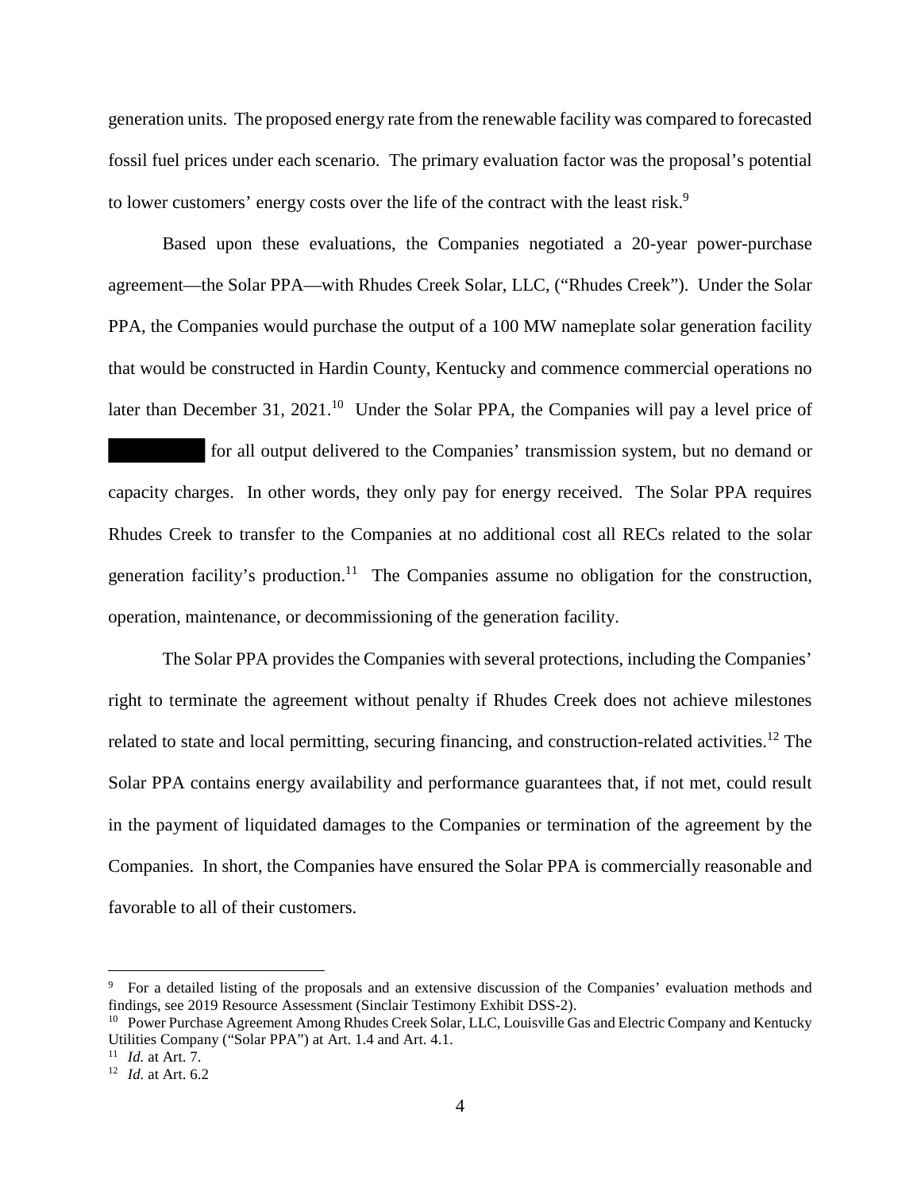generation units. The proposed energy rate from the renewable facility was compared to forecasted fossil fuel prices under each scenario. The primary evaluation factor was the proposal's potential to lower customers' energy costs over the life of the contract with the least risk.[9]

Based upon these evaluations, the Companies negotiated a 20-year power-purchase agreement—the Solar PPA—with Rhudes Creek Solar, LLC, ("Rhudes Creek"). Under the Solar PPA, the Companies would purchase the output of a 100 MW nameplate solar generation facility that would be constructed in Hardin County, Kentucky and commence commercial operations no later than December 31, 2021.[10] Under the Solar PPA, the Companies will pay a level price of ████████ for all output delivered to the Companies' transmission system, but no demand or capacity charges. In other words, they only pay for energy received. The Solar PPA requires Rhudes Creek to transfer to the Companies at no additional cost all RECs related to the solar generation facility's production.[11] The Companies assume no obligation for the construction, operation, maintenance, or decommissioning of the generation facility.

The Solar PPA provides the Companies with several protections, including the Companies' right to terminate the agreement without penalty if Rhudes Creek does not achieve milestones related to state and local permitting, securing financing, and construction-related activities.[12] The Solar PPA contains energy availability and performance guarantees that, if not met, could result in the payment of liquidated damages to the Companies or termination of the agreement by the Companies. In short, the Companies have ensured the Solar PPA is commercially reasonable and favorable to all of their customers.

---

[9] For a detailed listing of the proposals and an extensive discussion of the Companies' evaluation methods and findings, see 2019 Resource Assessment (Sinclair Testimony Exhibit DSS-2).

[10] Power Purchase Agreement Among Rhudes Creek Solar, LLC, Louisville Gas and Electric Company and Kentucky Utilities Company ("Solar PPA") at Art. 1.4 and Art. 4.1.

[11] *Id.* at Art. 7.

[12] *Id.* at Art. 6.2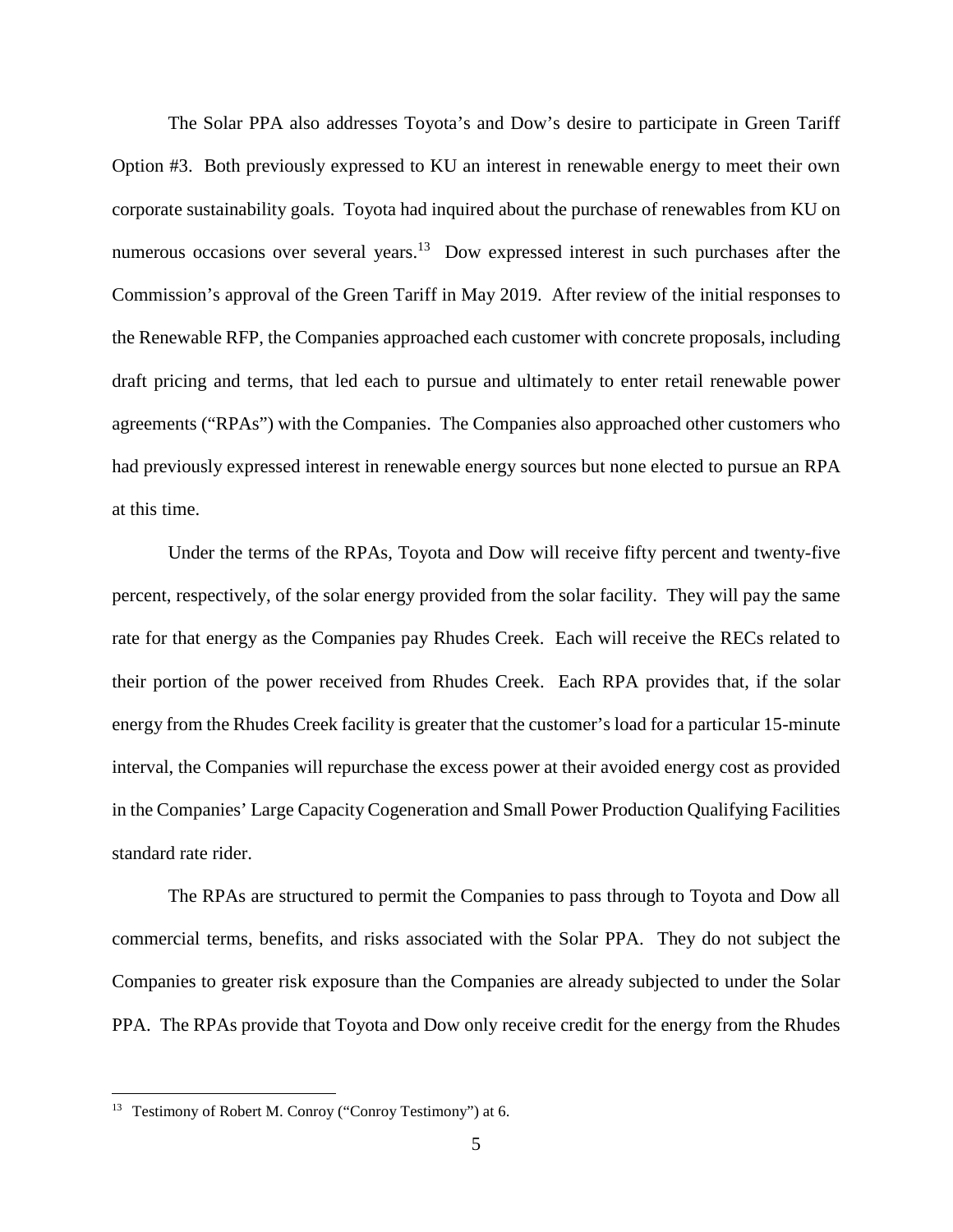The Solar PPA also addresses Toyota's and Dow's desire to participate in Green Tariff Option #3. Both previously expressed to KU an interest in renewable energy to meet their own corporate sustainability goals. Toyota had inquired about the purchase of renewables from KU on numerous occasions over several years.[13] Dow expressed interest in such purchases after the Commission's approval of the Green Tariff in May 2019. After review of the initial responses to the Renewable RFP, the Companies approached each customer with concrete proposals, including draft pricing and terms, that led each to pursue and ultimately to enter retail renewable power agreements ("RPAs") with the Companies. The Companies also approached other customers who had previously expressed interest in renewable energy sources but none elected to pursue an RPA at this time.

Under the terms of the RPAs, Toyota and Dow will receive fifty percent and twenty-five percent, respectively, of the solar energy provided from the solar facility. They will pay the same rate for that energy as the Companies pay Rhudes Creek. Each will receive the RECs related to their portion of the power received from Rhudes Creek. Each RPA provides that, if the solar energy from the Rhudes Creek facility is greater that the customer's load for a particular 15-minute interval, the Companies will repurchase the excess power at their avoided energy cost as provided in the Companies' Large Capacity Cogeneration and Small Power Production Qualifying Facilities standard rate rider.

The RPAs are structured to permit the Companies to pass through to Toyota and Dow all commercial terms, benefits, and risks associated with the Solar PPA. They do not subject the Companies to greater risk exposure than the Companies are already subjected to under the Solar PPA. The RPAs provide that Toyota and Dow only receive credit for the energy from the Rhudes

[13] Testimony of Robert M. Conroy ("Conroy Testimony") at 6.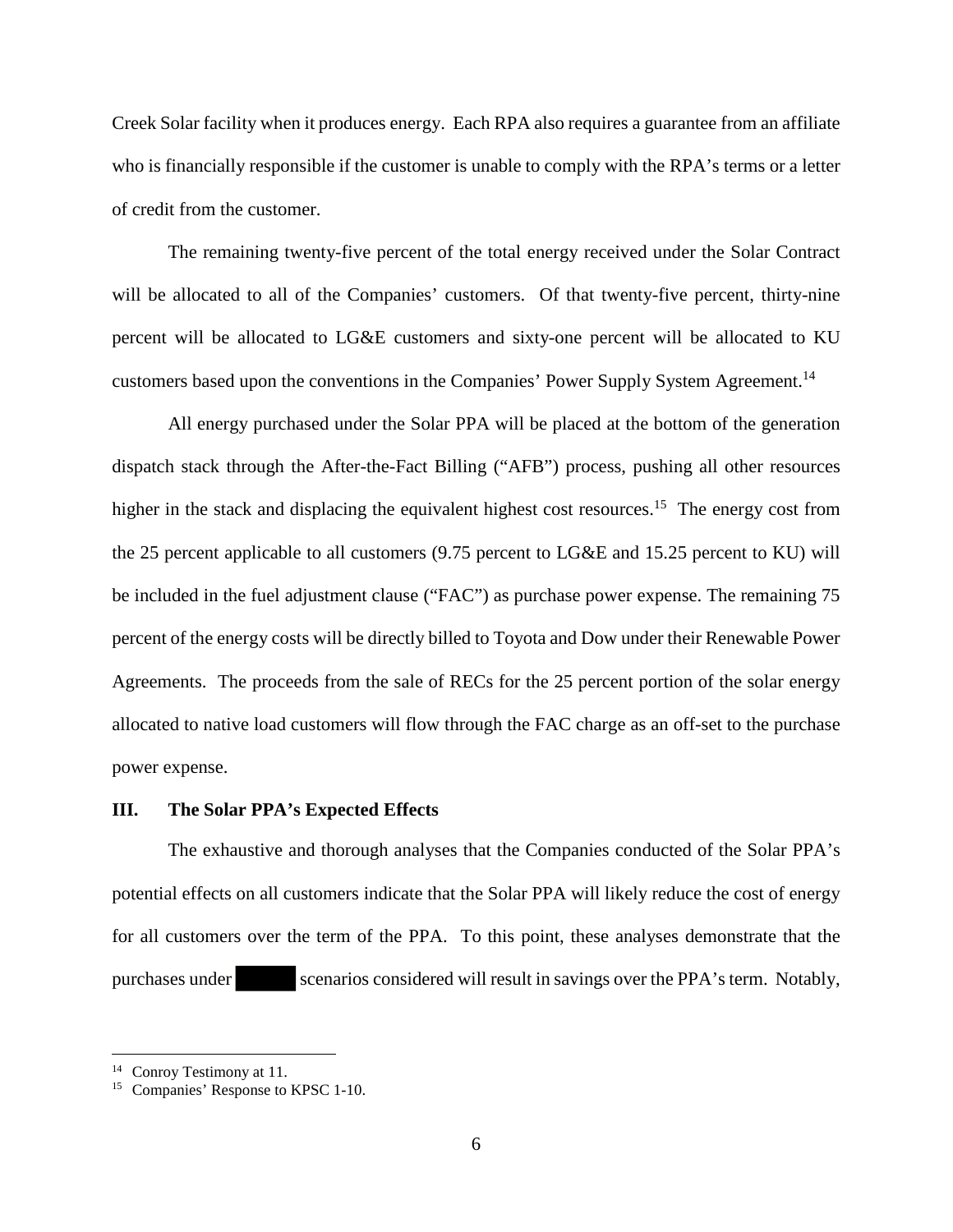Creek Solar facility when it produces energy. Each RPA also requires a guarantee from an affiliate who is financially responsible if the customer is unable to comply with the RPA's terms or a letter of credit from the customer.

The remaining twenty-five percent of the total energy received under the Solar Contract will be allocated to all of the Companies' customers. Of that twenty-five percent, thirty-nine percent will be allocated to LG&E customers and sixty-one percent will be allocated to KU customers based upon the conventions in the Companies' Power Supply System Agreement.[14]

All energy purchased under the Solar PPA will be placed at the bottom of the generation dispatch stack through the After-the-Fact Billing ("AFB") process, pushing all other resources higher in the stack and displacing the equivalent highest cost resources.[15] The energy cost from the 25 percent applicable to all customers (9.75 percent to LG&E and 15.25 percent to KU) will be included in the fuel adjustment clause ("FAC") as purchase power expense. The remaining 75 percent of the energy costs will be directly billed to Toyota and Dow under their Renewable Power Agreements. The proceeds from the sale of RECs for the 25 percent portion of the solar energy allocated to native load customers will flow through the FAC charge as an off-set to the purchase power expense.

## III. The Solar PPA's Expected Effects

The exhaustive and thorough analyses that the Companies conducted of the Solar PPA's potential effects on all customers indicate that the Solar PPA will likely reduce the cost of energy for all customers over the term of the PPA. To this point, these analyses demonstrate that the purchases under ██████ scenarios considered will result in savings over the PPA's term. Notably,

---

[14] Conroy Testimony at 11.

[15] Companies' Response to KPSC 1-10.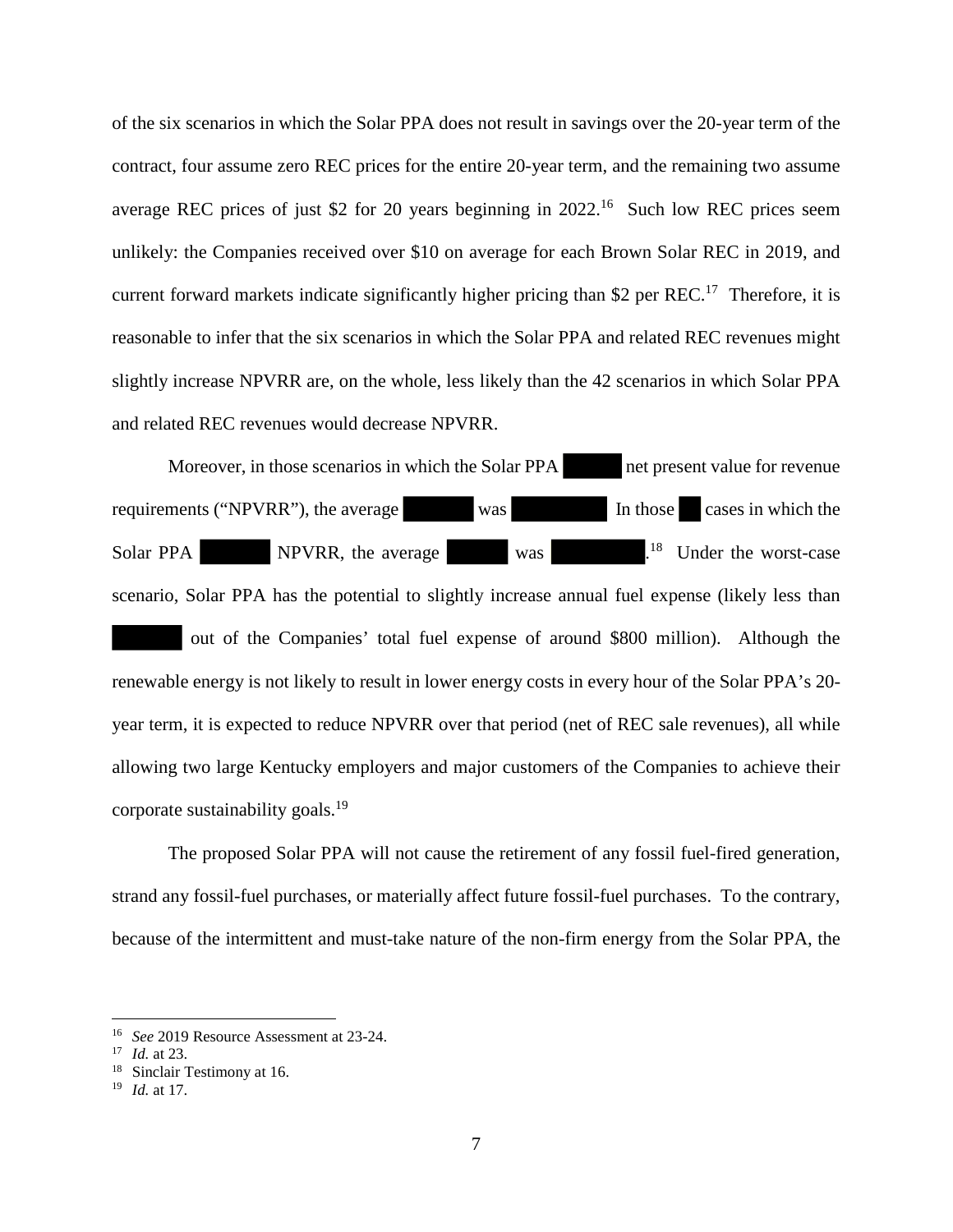of the six scenarios in which the Solar PPA does not result in savings over the 20-year term of the contract, four assume zero REC prices for the entire 20-year term, and the remaining two assume average REC prices of just $2 for 20 years beginning in 2022.[16] Such low REC prices seem unlikely: the Companies received over $10 on average for each Brown Solar REC in 2019, and current forward markets indicate significantly higher pricing than $2 per REC.[17] Therefore, it is reasonable to infer that the six scenarios in which the Solar PPA and related REC revenues might slightly increase NPVRR are, on the whole, less likely than the 42 scenarios in which Solar PPA and related REC revenues would decrease NPVRR.

Moreover, in those scenarios in which the Solar PPA ██████ net present value for revenue requirements ("NPVRR"), the average ██████ was ██████ In those ██ cases in which the Solar PPA ██████ NPVRR, the average ██████ was ██████.[18] Under the worst-case scenario, Solar PPA has the potential to slightly increase annual fuel expense (likely less than ██████ out of the Companies' total fuel expense of around $800 million). Although the renewable energy is not likely to result in lower energy costs in every hour of the Solar PPA's 20-year term, it is expected to reduce NPVRR over that period (net of REC sale revenues), all while allowing two large Kentucky employers and major customers of the Companies to achieve their corporate sustainability goals.[19]

The proposed Solar PPA will not cause the retirement of any fossil fuel-fired generation, strand any fossil-fuel purchases, or materially affect future fossil-fuel purchases. To the contrary, because of the intermittent and must-take nature of the non-firm energy from the Solar PPA, the

---

[16] *See* 2019 Resource Assessment at 23-24.

[17] *Id.* at 23.

[18] Sinclair Testimony at 16.

[19] *Id.* at 17.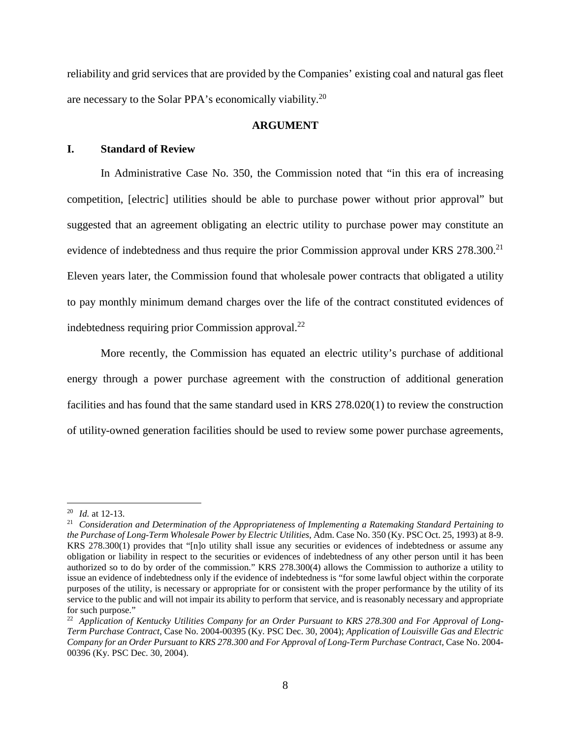reliability and grid services that are provided by the Companies' existing coal and natural gas fleet are necessary to the Solar PPA's economically viability.[20]

## ARGUMENT

### I. Standard of Review

In Administrative Case No. 350, the Commission noted that "in this era of increasing competition, [electric] utilities should be able to purchase power without prior approval" but suggested that an agreement obligating an electric utility to purchase power may constitute an evidence of indebtedness and thus require the prior Commission approval under KRS 278.300.[21] Eleven years later, the Commission found that wholesale power contracts that obligated a utility to pay monthly minimum demand charges over the life of the contract constituted evidences of indebtedness requiring prior Commission approval.[22]

More recently, the Commission has equated an electric utility's purchase of additional energy through a power purchase agreement with the construction of additional generation facilities and has found that the same standard used in KRS 278.020(1) to review the construction of utility-owned generation facilities should be used to review some power purchase agreements,

---

[20] *Id.* at 12-13.

[21] *Consideration and Determination of the Appropriateness of Implementing a Ratemaking Standard Pertaining to the Purchase of Long-Term Wholesale Power by Electric Utilities*, Adm. Case No. 350 (Ky. PSC Oct. 25, 1993) at 8-9. KRS 278.300(1) provides that "[n]o utility shall issue any securities or evidences of indebtedness or assume any obligation or liability in respect to the securities or evidences of indebtedness of any other person until it has been authorized so to do by order of the commission." KRS 278.300(4) allows the Commission to authorize a utility to issue an evidence of indebtedness only if the evidence of indebtedness is "for some lawful object within the corporate purposes of the utility, is necessary or appropriate for or consistent with the proper performance by the utility of its service to the public and will not impair its ability to perform that service, and is reasonably necessary and appropriate for such purpose."

[22] *Application of Kentucky Utilities Company for an Order Pursuant to KRS 278.300 and For Approval of Long-Term Purchase Contract*, Case No. 2004-00395 (Ky. PSC Dec. 30, 2004); *Application of Louisville Gas and Electric Company for an Order Pursuant to KRS 278.300 and For Approval of Long-Term Purchase Contract*, Case No. 2004-00396 (Ky. PSC Dec. 30, 2004).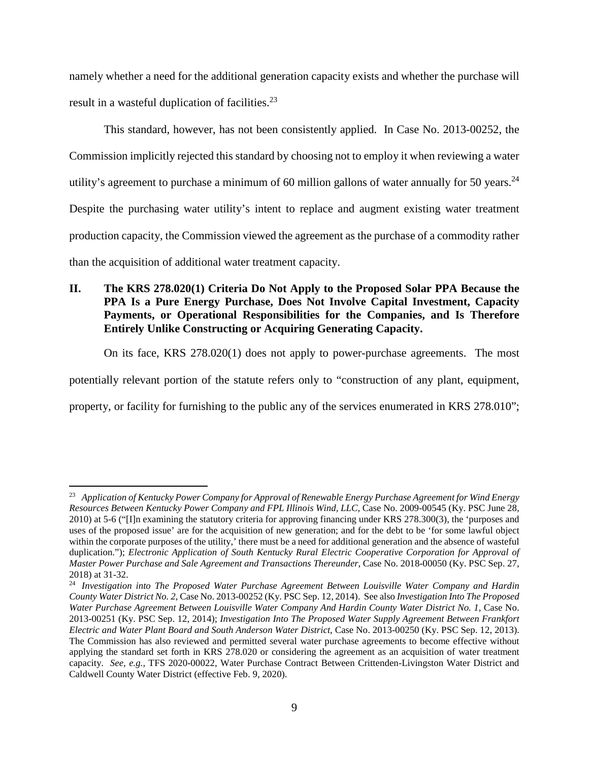namely whether a need for the additional generation capacity exists and whether the purchase will result in a wasteful duplication of facilities.[23]

This standard, however, has not been consistently applied. In Case No. 2013-00252, the Commission implicitly rejected this standard by choosing not to employ it when reviewing a water utility's agreement to purchase a minimum of 60 million gallons of water annually for 50 years.[24] Despite the purchasing water utility's intent to replace and augment existing water treatment production capacity, the Commission viewed the agreement as the purchase of a commodity rather than the acquisition of additional water treatment capacity.

## II. The KRS 278.020(1) Criteria Do Not Apply to the Proposed Solar PPA Because the PPA Is a Pure Energy Purchase, Does Not Involve Capital Investment, Capacity Payments, or Operational Responsibilities for the Companies, and Is Therefore Entirely Unlike Constructing or Acquiring Generating Capacity.

On its face, KRS 278.020(1) does not apply to power-purchase agreements. The most potentially relevant portion of the statute refers only to "construction of any plant, equipment, property, or facility for furnishing to the public any of the services enumerated in KRS 278.010";

---

[23] *Application of Kentucky Power Company for Approval of Renewable Energy Purchase Agreement for Wind Energy Resources Between Kentucky Power Company and FPL Illinois Wind, LLC*, Case No. 2009-00545 (Ky. PSC June 28, 2010) at 5-6 ("[I]n examining the statutory criteria for approving financing under KRS 278.300(3), the 'purposes and uses of the proposed issue' are for the acquisition of new generation; and for the debt to be 'for some lawful object within the corporate purposes of the utility,' there must be a need for additional generation and the absence of wasteful duplication."); *Electronic Application of South Kentucky Rural Electric Cooperative Corporation for Approval of Master Power Purchase and Sale Agreement and Transactions Thereunder*, Case No. 2018-00050 (Ky. PSC Sep. 27, 2018) at 31-32.

[24] *Investigation into The Proposed Water Purchase Agreement Between Louisville Water Company and Hardin County Water District No. 2*, Case No. 2013-00252 (Ky. PSC Sep. 12, 2014). See also *Investigation Into The Proposed Water Purchase Agreement Between Louisville Water Company And Hardin County Water District No. 1*, Case No. 2013-00251 (Ky. PSC Sep. 12, 2014); *Investigation Into The Proposed Water Supply Agreement Between Frankfort Electric and Water Plant Board and South Anderson Water District*, Case No. 2013-00250 (Ky. PSC Sep. 12, 2013). The Commission has also reviewed and permitted several water purchase agreements to become effective without applying the standard set forth in KRS 278.020 or considering the agreement as an acquisition of water treatment capacity. *See, e.g.*, TFS 2020-00022, Water Purchase Contract Between Crittenden-Livingston Water District and Caldwell County Water District (effective Feb. 9, 2020).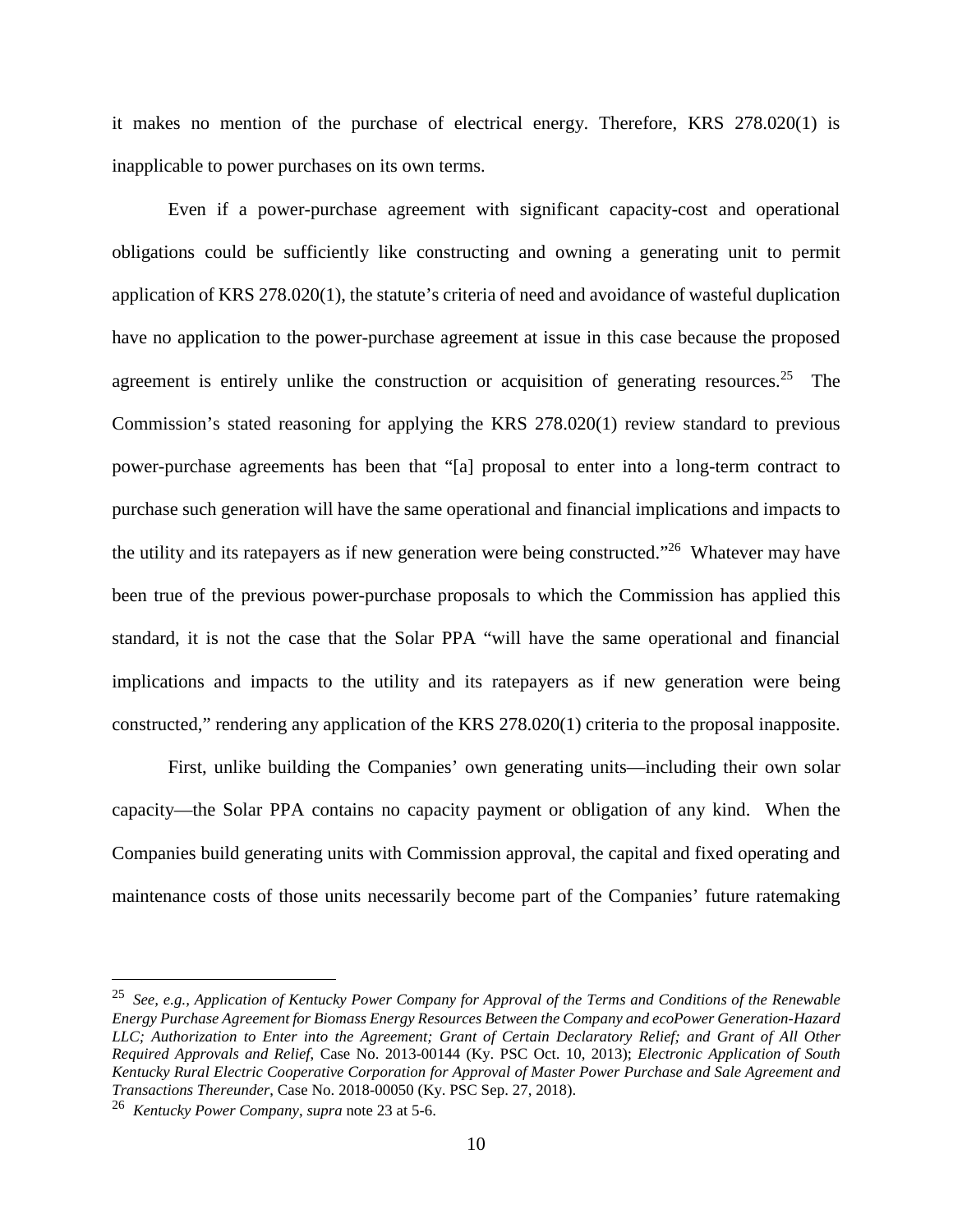it makes no mention of the purchase of electrical energy. Therefore, KRS 278.020(1) is inapplicable to power purchases on its own terms.

Even if a power-purchase agreement with significant capacity-cost and operational obligations could be sufficiently like constructing and owning a generating unit to permit application of KRS 278.020(1), the statute's criteria of need and avoidance of wasteful duplication have no application to the power-purchase agreement at issue in this case because the proposed agreement is entirely unlike the construction or acquisition of generating resources.[25] The Commission's stated reasoning for applying the KRS 278.020(1) review standard to previous power-purchase agreements has been that "[a] proposal to enter into a long-term contract to purchase such generation will have the same operational and financial implications and impacts to the utility and its ratepayers as if new generation were being constructed."[26] Whatever may have been true of the previous power-purchase proposals to which the Commission has applied this standard, it is not the case that the Solar PPA "will have the same operational and financial implications and impacts to the utility and its ratepayers as if new generation were being constructed," rendering any application of the KRS 278.020(1) criteria to the proposal inapposite.

First, unlike building the Companies' own generating units—including their own solar capacity—the Solar PPA contains no capacity payment or obligation of any kind. When the Companies build generating units with Commission approval, the capital and fixed operating and maintenance costs of those units necessarily become part of the Companies' future ratemaking

---

[25] *See, e.g., Application of Kentucky Power Company for Approval of the Terms and Conditions of the Renewable Energy Purchase Agreement for Biomass Energy Resources Between the Company and ecoPower Generation-Hazard LLC; Authorization to Enter into the Agreement; Grant of Certain Declaratory Relief; and Grant of All Other Required Approvals and Relief*, Case No. 2013-00144 (Ky. PSC Oct. 10, 2013); *Electronic Application of South Kentucky Rural Electric Cooperative Corporation for Approval of Master Power Purchase and Sale Agreement and Transactions Thereunder*, Case No. 2018-00050 (Ky. PSC Sep. 27, 2018).

[26] *Kentucky Power Company*, *supra* note 23 at 5-6.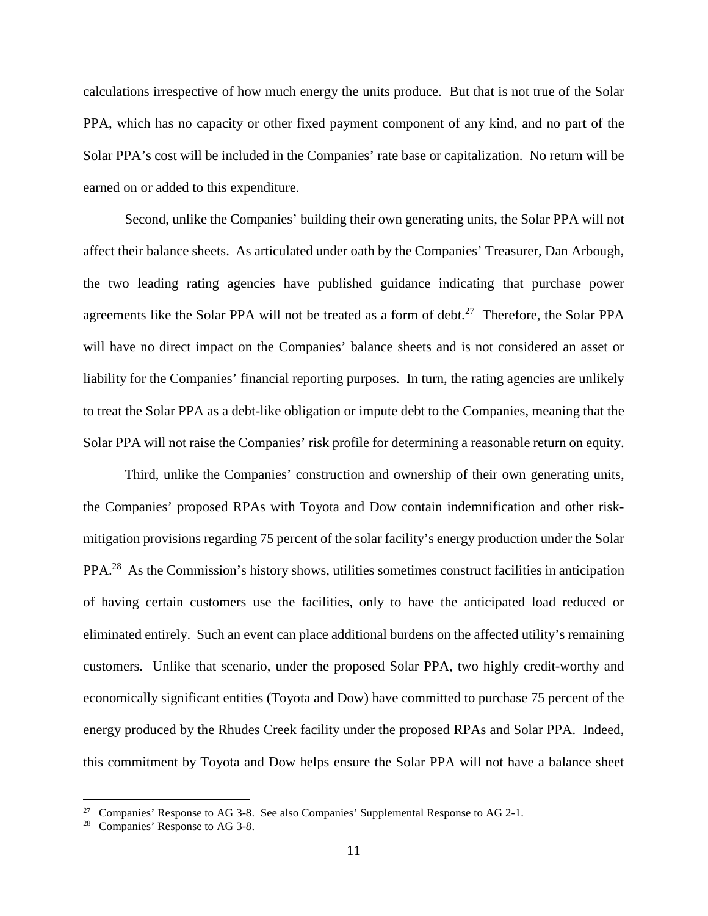calculations irrespective of how much energy the units produce. But that is not true of the Solar PPA, which has no capacity or other fixed payment component of any kind, and no part of the Solar PPA's cost will be included in the Companies' rate base or capitalization. No return will be earned on or added to this expenditure.

Second, unlike the Companies' building their own generating units, the Solar PPA will not affect their balance sheets. As articulated under oath by the Companies' Treasurer, Dan Arbough, the two leading rating agencies have published guidance indicating that purchase power agreements like the Solar PPA will not be treated as a form of debt.[27] Therefore, the Solar PPA will have no direct impact on the Companies' balance sheets and is not considered an asset or liability for the Companies' financial reporting purposes. In turn, the rating agencies are unlikely to treat the Solar PPA as a debt-like obligation or impute debt to the Companies, meaning that the Solar PPA will not raise the Companies' risk profile for determining a reasonable return on equity.

Third, unlike the Companies' construction and ownership of their own generating units, the Companies' proposed RPAs with Toyota and Dow contain indemnification and other risk-mitigation provisions regarding 75 percent of the solar facility's energy production under the Solar PPA.[28] As the Commission's history shows, utilities sometimes construct facilities in anticipation of having certain customers use the facilities, only to have the anticipated load reduced or eliminated entirely. Such an event can place additional burdens on the affected utility's remaining customers. Unlike that scenario, under the proposed Solar PPA, two highly credit-worthy and economically significant entities (Toyota and Dow) have committed to purchase 75 percent of the energy produced by the Rhudes Creek facility under the proposed RPAs and Solar PPA. Indeed, this commitment by Toyota and Dow helps ensure the Solar PPA will not have a balance sheet

---

[27] Companies' Response to AG 3-8. See also Companies' Supplemental Response to AG 2-1.

[28] Companies' Response to AG 3-8.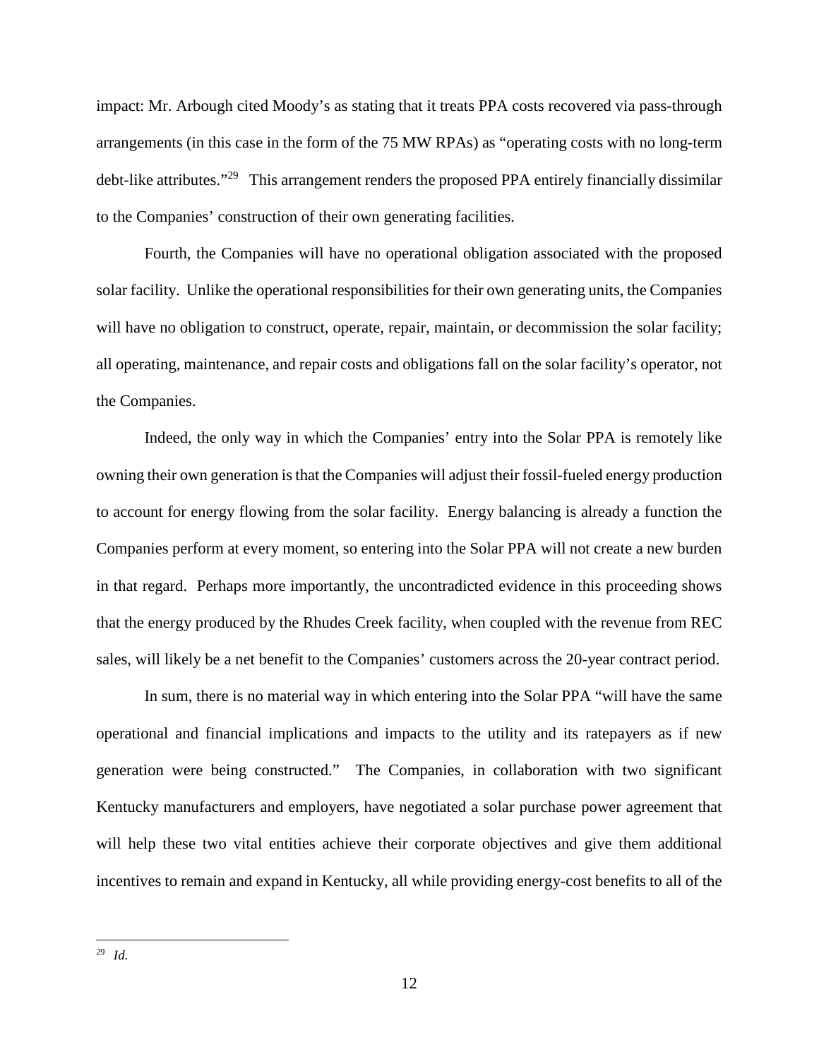impact: Mr. Arbough cited Moody's as stating that it treats PPA costs recovered via pass-through arrangements (in this case in the form of the 75 MW RPAs) as "operating costs with no long-term debt-like attributes."[29] This arrangement renders the proposed PPA entirely financially dissimilar to the Companies' construction of their own generating facilities.

Fourth, the Companies will have no operational obligation associated with the proposed solar facility. Unlike the operational responsibilities for their own generating units, the Companies will have no obligation to construct, operate, repair, maintain, or decommission the solar facility; all operating, maintenance, and repair costs and obligations fall on the solar facility's operator, not the Companies.

Indeed, the only way in which the Companies' entry into the Solar PPA is remotely like owning their own generation is that the Companies will adjust their fossil-fueled energy production to account for energy flowing from the solar facility. Energy balancing is already a function the Companies perform at every moment, so entering into the Solar PPA will not create a new burden in that regard. Perhaps more importantly, the uncontradicted evidence in this proceeding shows that the energy produced by the Rhudes Creek facility, when coupled with the revenue from REC sales, will likely be a net benefit to the Companies' customers across the 20-year contract period.

In sum, there is no material way in which entering into the Solar PPA "will have the same operational and financial implications and impacts to the utility and its ratepayers as if new generation were being constructed." The Companies, in collaboration with two significant Kentucky manufacturers and employers, have negotiated a solar purchase power agreement that will help these two vital entities achieve their corporate objectives and give them additional incentives to remain and expand in Kentucky, all while providing energy-cost benefits to all of the

---

[29] *Id.*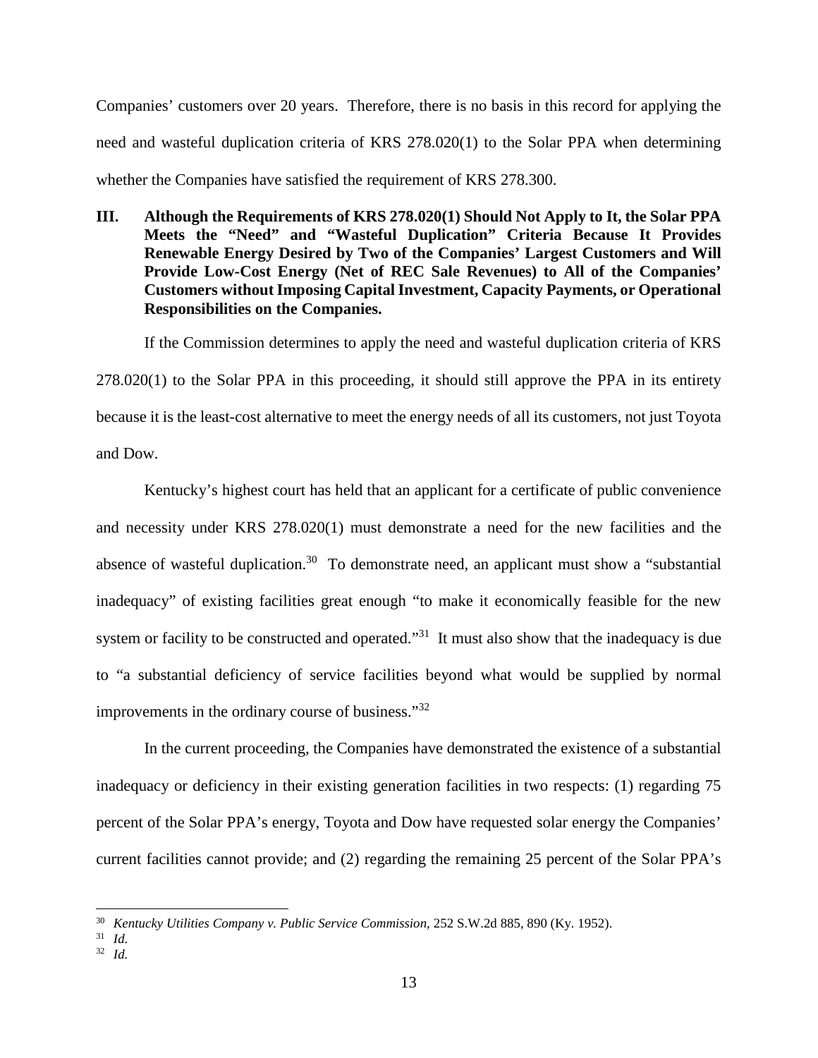Companies' customers over 20 years. Therefore, there is no basis in this record for applying the need and wasteful duplication criteria of KRS 278.020(1) to the Solar PPA when determining whether the Companies have satisfied the requirement of KRS 278.300.

## III. Although the Requirements of KRS 278.020(1) Should Not Apply to It, the Solar PPA Meets the "Need" and "Wasteful Duplication" Criteria Because It Provides Renewable Energy Desired by Two of the Companies' Largest Customers and Will Provide Low-Cost Energy (Net of REC Sale Revenues) to All of the Companies' Customers without Imposing Capital Investment, Capacity Payments, or Operational Responsibilities on the Companies.

If the Commission determines to apply the need and wasteful duplication criteria of KRS 278.020(1) to the Solar PPA in this proceeding, it should still approve the PPA in its entirety because it is the least-cost alternative to meet the energy needs of all its customers, not just Toyota and Dow.

Kentucky's highest court has held that an applicant for a certificate of public convenience and necessity under KRS 278.020(1) must demonstrate a need for the new facilities and the absence of wasteful duplication.[30] To demonstrate need, an applicant must show a "substantial inadequacy" of existing facilities great enough "to make it economically feasible for the new system or facility to be constructed and operated."[31] It must also show that the inadequacy is due to "a substantial deficiency of service facilities beyond what would be supplied by normal improvements in the ordinary course of business."[32]

In the current proceeding, the Companies have demonstrated the existence of a substantial inadequacy or deficiency in their existing generation facilities in two respects: (1) regarding 75 percent of the Solar PPA's energy, Toyota and Dow have requested solar energy the Companies' current facilities cannot provide; and (2) regarding the remaining 25 percent of the Solar PPA's

---

[30] *Kentucky Utilities Company v. Public Service Commission*, 252 S.W.2d 885, 890 (Ky. 1952).

[31] *Id.*

[32] *Id.*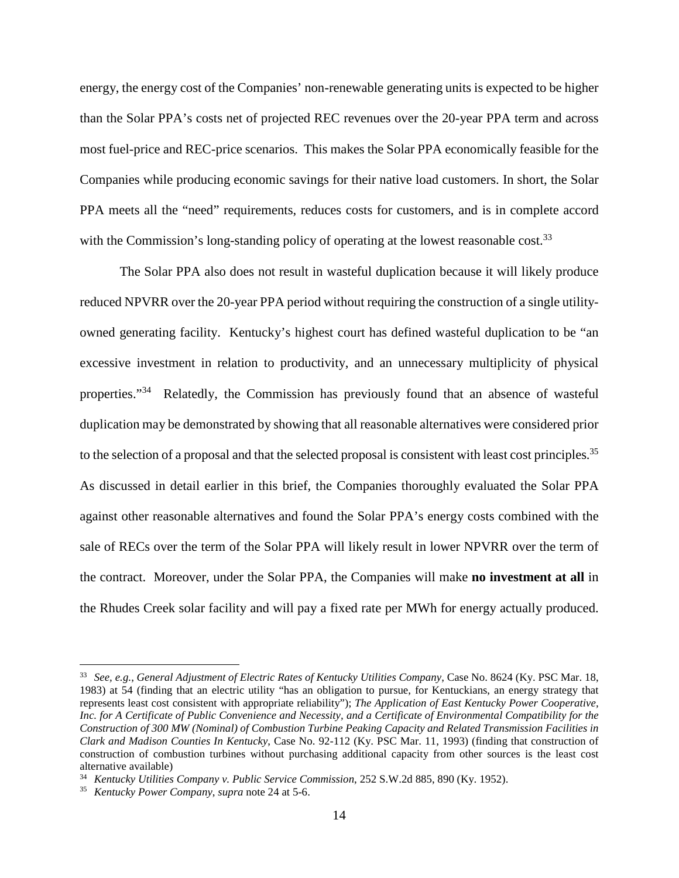energy, the energy cost of the Companies' non-renewable generating units is expected to be higher than the Solar PPA's costs net of projected REC revenues over the 20-year PPA term and across most fuel-price and REC-price scenarios. This makes the Solar PPA economically feasible for the Companies while producing economic savings for their native load customers. In short, the Solar PPA meets all the "need" requirements, reduces costs for customers, and is in complete accord with the Commission's long-standing policy of operating at the lowest reasonable cost.[33]

The Solar PPA also does not result in wasteful duplication because it will likely produce reduced NPVRR over the 20-year PPA period without requiring the construction of a single utility-owned generating facility. Kentucky's highest court has defined wasteful duplication to be "an excessive investment in relation to productivity, and an unnecessary multiplicity of physical properties."[34] Relatedly, the Commission has previously found that an absence of wasteful duplication may be demonstrated by showing that all reasonable alternatives were considered prior to the selection of a proposal and that the selected proposal is consistent with least cost principles.[35] As discussed in detail earlier in this brief, the Companies thoroughly evaluated the Solar PPA against other reasonable alternatives and found the Solar PPA's energy costs combined with the sale of RECs over the term of the Solar PPA will likely result in lower NPVRR over the term of the contract. Moreover, under the Solar PPA, the Companies will make **no investment at all** in the Rhudes Creek solar facility and will pay a fixed rate per MWh for energy actually produced.

---

[33] *See, e.g.*, *General Adjustment of Electric Rates of Kentucky Utilities Company*, Case No. 8624 (Ky. PSC Mar. 18, 1983) at 54 (finding that an electric utility "has an obligation to pursue, for Kentuckians, an energy strategy that represents least cost consistent with appropriate reliability"); *The Application of East Kentucky Power Cooperative, Inc. for A Certificate of Public Convenience and Necessity, and a Certificate of Environmental Compatibility for the Construction of 300 MW (Nominal) of Combustion Turbine Peaking Capacity and Related Transmission Facilities in Clark and Madison Counties In Kentucky*, Case No. 92-112 (Ky. PSC Mar. 11, 1993) (finding that construction of construction of combustion turbines without purchasing additional capacity from other sources is the least cost alternative available)

[34] *Kentucky Utilities Company v. Public Service Commission*, 252 S.W.2d 885, 890 (Ky. 1952).

[35] *Kentucky Power Company*, *supra* note 24 at 5-6.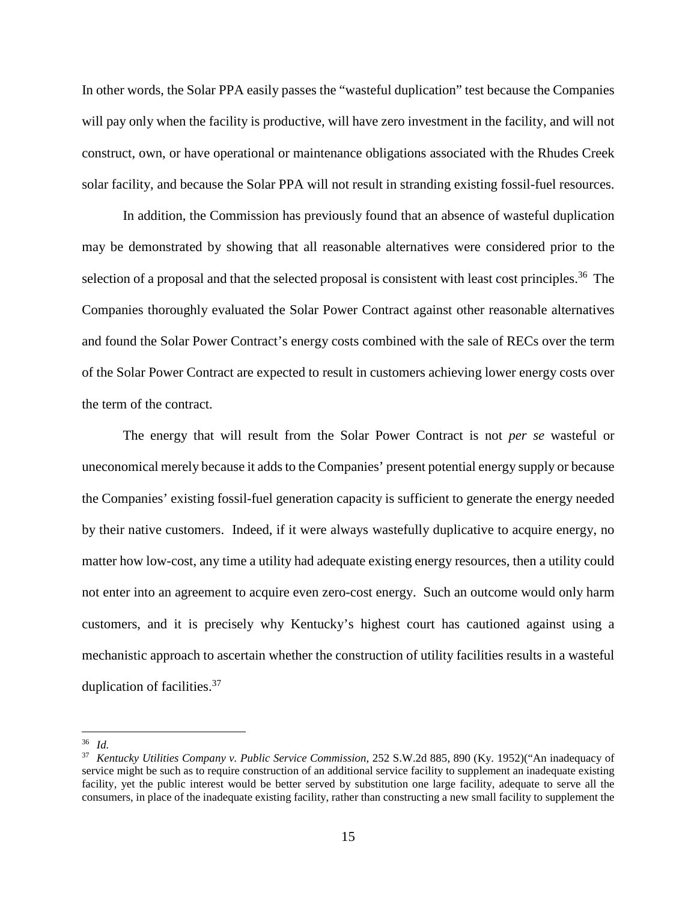In other words, the Solar PPA easily passes the "wasteful duplication" test because the Companies will pay only when the facility is productive, will have zero investment in the facility, and will not construct, own, or have operational or maintenance obligations associated with the Rhudes Creek solar facility, and because the Solar PPA will not result in stranding existing fossil-fuel resources.

In addition, the Commission has previously found that an absence of wasteful duplication may be demonstrated by showing that all reasonable alternatives were considered prior to the selection of a proposal and that the selected proposal is consistent with least cost principles.[36] The Companies thoroughly evaluated the Solar Power Contract against other reasonable alternatives and found the Solar Power Contract's energy costs combined with the sale of RECs over the term of the Solar Power Contract are expected to result in customers achieving lower energy costs over the term of the contract.

The energy that will result from the Solar Power Contract is not *per se* wasteful or uneconomical merely because it adds to the Companies' present potential energy supply or because the Companies' existing fossil-fuel generation capacity is sufficient to generate the energy needed by their native customers. Indeed, if it were always wastefully duplicative to acquire energy, no matter how low-cost, any time a utility had adequate existing energy resources, then a utility could not enter into an agreement to acquire even zero-cost energy. Such an outcome would only harm customers, and it is precisely why Kentucky's highest court has cautioned against using a mechanistic approach to ascertain whether the construction of utility facilities results in a wasteful duplication of facilities.[37]

---

[36] *Id.*

[37] *Kentucky Utilities Company v. Public Service Commission*, 252 S.W.2d 885, 890 (Ky. 1952)("An inadequacy of service might be such as to require construction of an additional service facility to supplement an inadequate existing facility, yet the public interest would be better served by substitution one large facility, adequate to serve all the consumers, in place of the inadequate existing facility, rather than constructing a new small facility to supplement the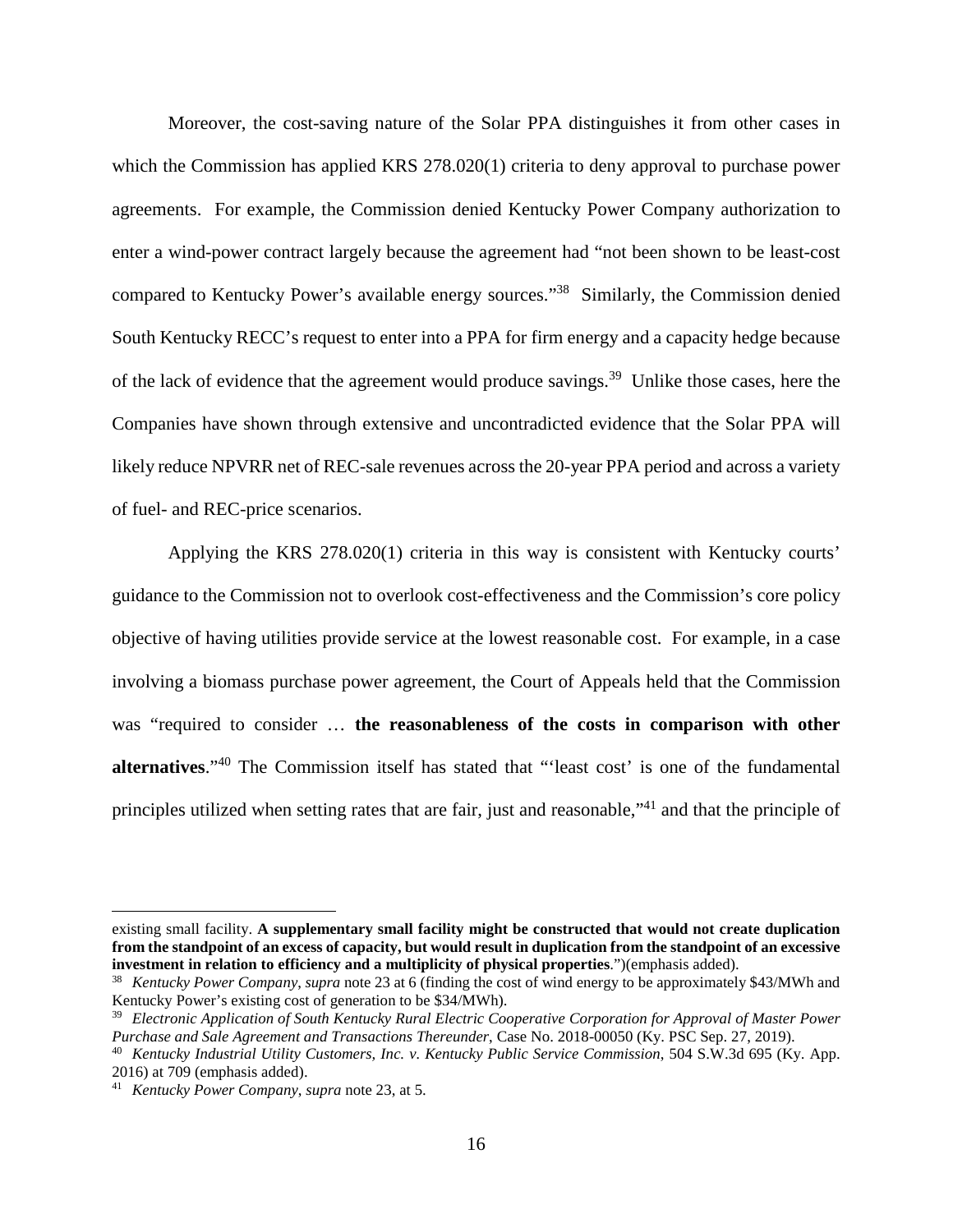Moreover, the cost-saving nature of the Solar PPA distinguishes it from other cases in which the Commission has applied KRS 278.020(1) criteria to deny approval to purchase power agreements. For example, the Commission denied Kentucky Power Company authorization to enter a wind-power contract largely because the agreement had "not been shown to be least-cost compared to Kentucky Power's available energy sources."[38] Similarly, the Commission denied South Kentucky RECC's request to enter into a PPA for firm energy and a capacity hedge because of the lack of evidence that the agreement would produce savings.[39] Unlike those cases, here the Companies have shown through extensive and uncontradicted evidence that the Solar PPA will likely reduce NPVRR net of REC-sale revenues across the 20-year PPA period and across a variety of fuel- and REC-price scenarios.

Applying the KRS 278.020(1) criteria in this way is consistent with Kentucky courts' guidance to the Commission not to overlook cost-effectiveness and the Commission's core policy objective of having utilities provide service at the lowest reasonable cost. For example, in a case involving a biomass purchase power agreement, the Court of Appeals held that the Commission was "required to consider … **the reasonableness of the costs in comparison with other alternatives**."[40] The Commission itself has stated that "'least cost' is one of the fundamental principles utilized when setting rates that are fair, just and reasonable,"[41] and that the principle of

---

existing small facility. **A supplementary small facility might be constructed that would not create duplication from the standpoint of an excess of capacity, but would result in duplication from the standpoint of an excessive investment in relation to efficiency and a multiplicity of physical properties**.")(emphasis added).

[38] *Kentucky Power Company*, *supra* note 23 at 6 (finding the cost of wind energy to be approximately $43/MWh and Kentucky Power's existing cost of generation to be $34/MWh).

[39] *Electronic Application of South Kentucky Rural Electric Cooperative Corporation for Approval of Master Power Purchase and Sale Agreement and Transactions Thereunder*, Case No. 2018-00050 (Ky. PSC Sep. 27, 2019).

[40] *Kentucky Industrial Utility Customers, Inc. v. Kentucky Public Service Commission*, 504 S.W.3d 695 (Ky. App. 2016) at 709 (emphasis added).

[41] *Kentucky Power Company*, *supra* note 23, at 5.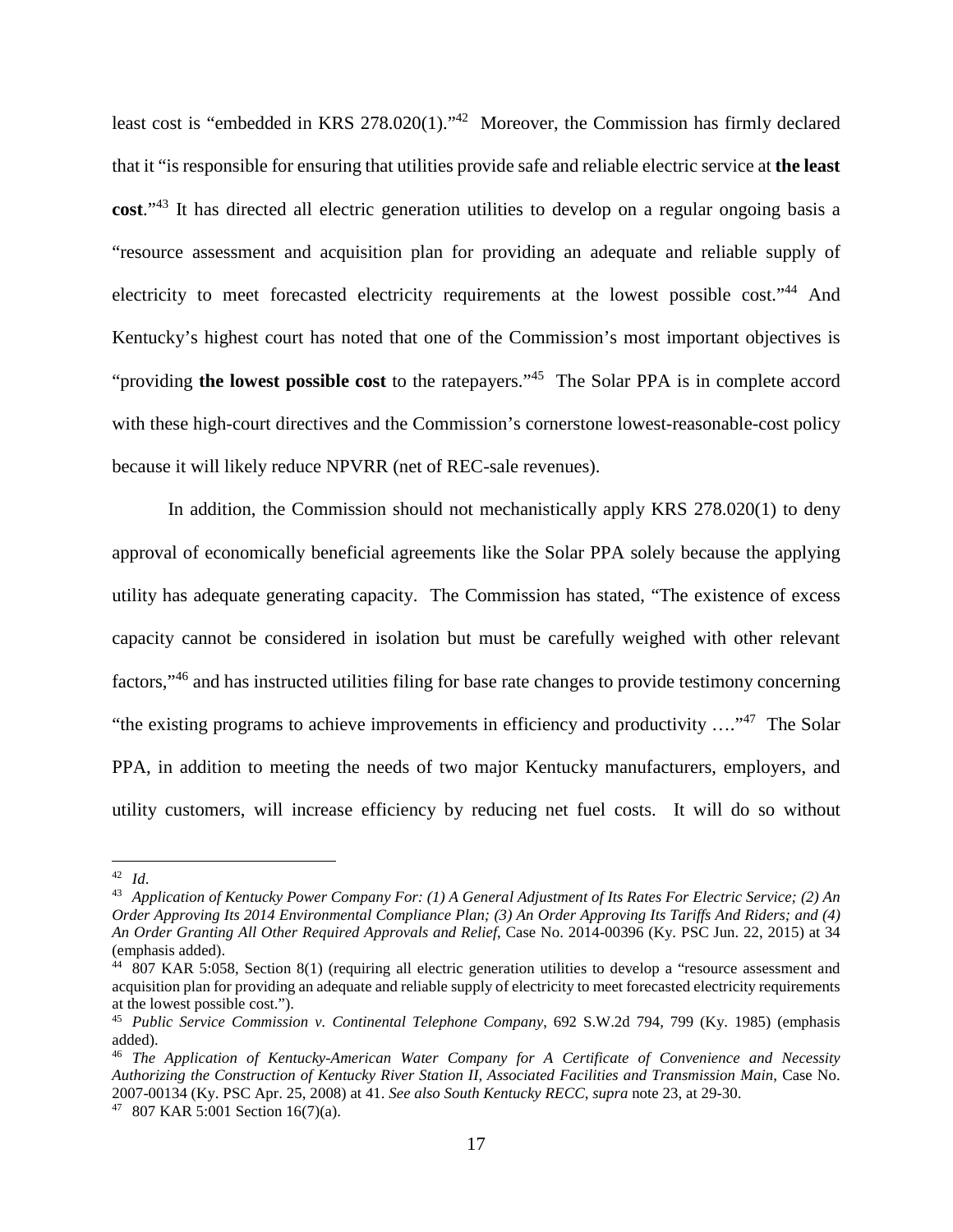least cost is "embedded in KRS 278.020(1)."[42] Moreover, the Commission has firmly declared that it "is responsible for ensuring that utilities provide safe and reliable electric service at **the least cost**."[43] It has directed all electric generation utilities to develop on a regular ongoing basis a "resource assessment and acquisition plan for providing an adequate and reliable supply of electricity to meet forecasted electricity requirements at the lowest possible cost."[44] And Kentucky's highest court has noted that one of the Commission's most important objectives is "providing **the lowest possible cost** to the ratepayers."[45] The Solar PPA is in complete accord with these high-court directives and the Commission's cornerstone lowest-reasonable-cost policy because it will likely reduce NPVRR (net of REC-sale revenues).

In addition, the Commission should not mechanistically apply KRS 278.020(1) to deny approval of economically beneficial agreements like the Solar PPA solely because the applying utility has adequate generating capacity. The Commission has stated, "The existence of excess capacity cannot be considered in isolation but must be carefully weighed with other relevant factors,"[46] and has instructed utilities filing for base rate changes to provide testimony concerning "the existing programs to achieve improvements in efficiency and productivity …."[47] The Solar PPA, in addition to meeting the needs of two major Kentucky manufacturers, employers, and utility customers, will increase efficiency by reducing net fuel costs. It will do so without

---

[42] *Id*.

[43] *Application of Kentucky Power Company For: (1) A General Adjustment of Its Rates For Electric Service; (2) An Order Approving Its 2014 Environmental Compliance Plan; (3) An Order Approving Its Tariffs And Riders; and (4) An Order Granting All Other Required Approvals and Relief*, Case No. 2014-00396 (Ky. PSC Jun. 22, 2015) at 34 (emphasis added).

[44] 807 KAR 5:058, Section 8(1) (requiring all electric generation utilities to develop a "resource assessment and acquisition plan for providing an adequate and reliable supply of electricity to meet forecasted electricity requirements at the lowest possible cost.").

[45] *Public Service Commission v. Continental Telephone Company*, 692 S.W.2d 794, 799 (Ky. 1985) (emphasis added).

[46] *The Application of Kentucky-American Water Company for A Certificate of Convenience and Necessity Authorizing the Construction of Kentucky River Station II, Associated Facilities and Transmission Main*, Case No. 2007-00134 (Ky. PSC Apr. 25, 2008) at 41. *See also South Kentucky RECC*, *supra* note 23, at 29-30.

[47] 807 KAR 5:001 Section 16(7)(a).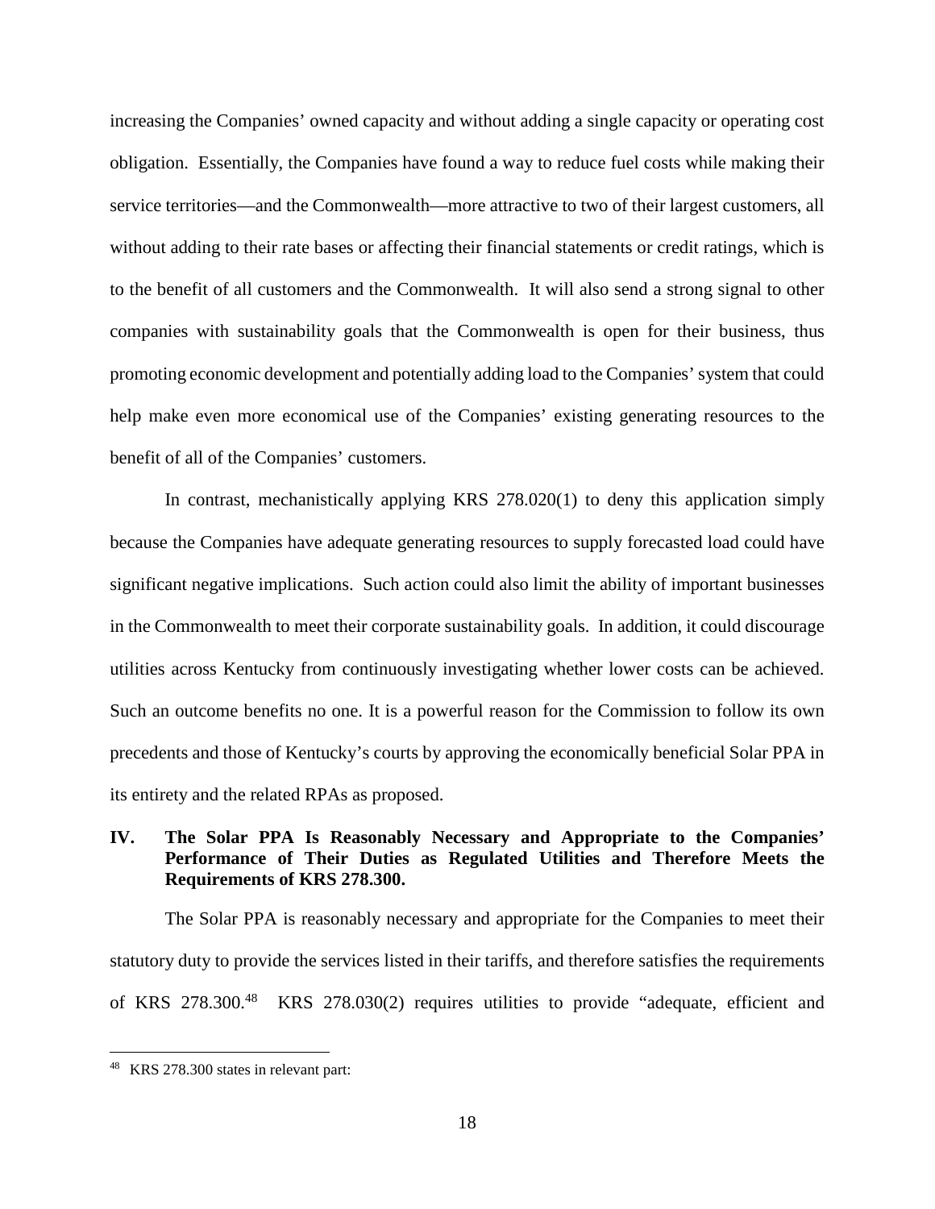increasing the Companies' owned capacity and without adding a single capacity or operating cost obligation. Essentially, the Companies have found a way to reduce fuel costs while making their service territories—and the Commonwealth—more attractive to two of their largest customers, all without adding to their rate bases or affecting their financial statements or credit ratings, which is to the benefit of all customers and the Commonwealth. It will also send a strong signal to other companies with sustainability goals that the Commonwealth is open for their business, thus promoting economic development and potentially adding load to the Companies' system that could help make even more economical use of the Companies' existing generating resources to the benefit of all of the Companies' customers.

In contrast, mechanistically applying KRS 278.020(1) to deny this application simply because the Companies have adequate generating resources to supply forecasted load could have significant negative implications. Such action could also limit the ability of important businesses in the Commonwealth to meet their corporate sustainability goals. In addition, it could discourage utilities across Kentucky from continuously investigating whether lower costs can be achieved. Such an outcome benefits no one. It is a powerful reason for the Commission to follow its own precedents and those of Kentucky's courts by approving the economically beneficial Solar PPA in its entirety and the related RPAs as proposed.

## IV. The Solar PPA Is Reasonably Necessary and Appropriate to the Companies' Performance of Their Duties as Regulated Utilities and Therefore Meets the Requirements of KRS 278.300.

The Solar PPA is reasonably necessary and appropriate for the Companies to meet their statutory duty to provide the services listed in their tariffs, and therefore satisfies the requirements of KRS 278.300.[48] KRS 278.030(2) requires utilities to provide "adequate, efficient and

---

[48] KRS 278.300 states in relevant part: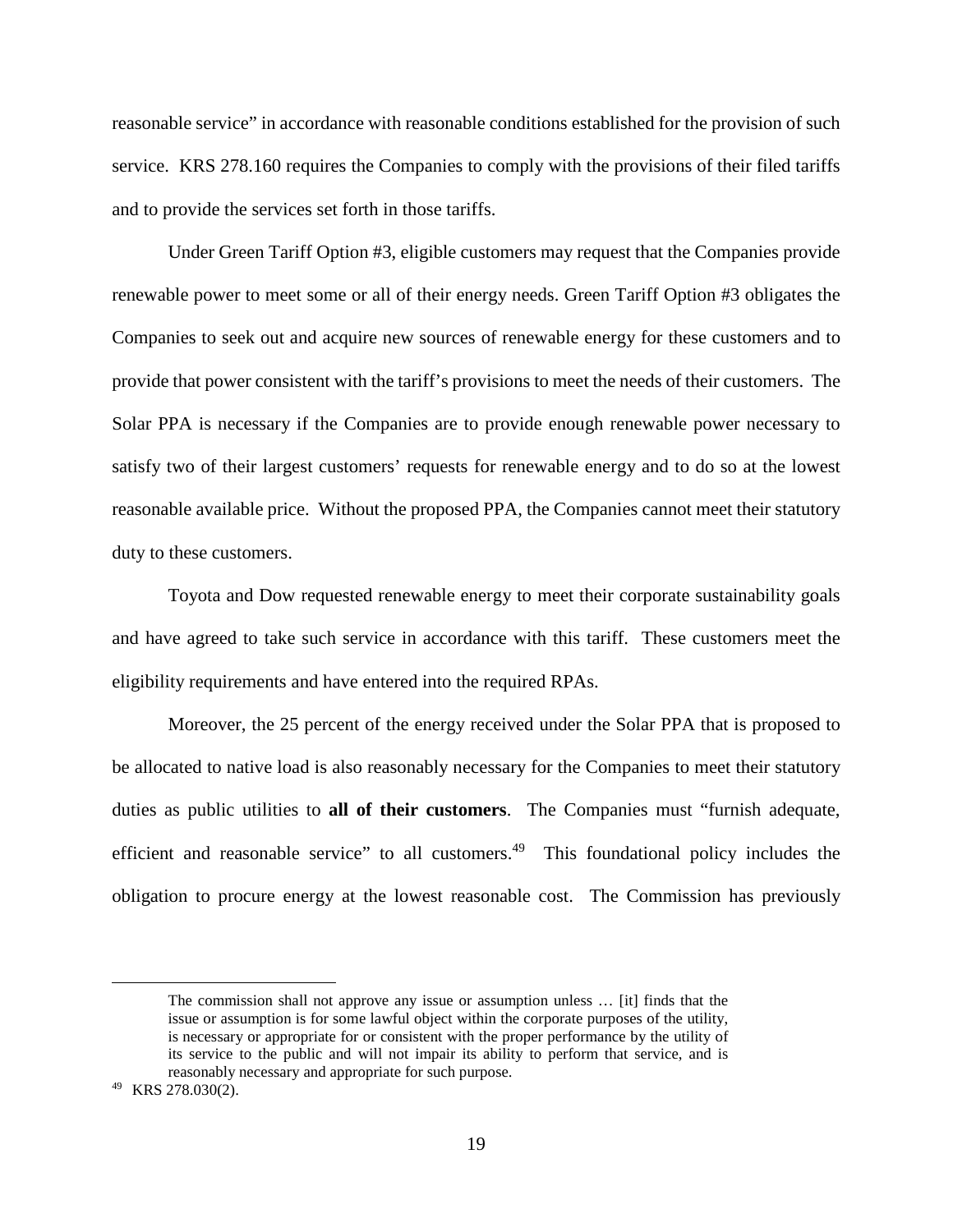reasonable service" in accordance with reasonable conditions established for the provision of such service. KRS 278.160 requires the Companies to comply with the provisions of their filed tariffs and to provide the services set forth in those tariffs.

Under Green Tariff Option #3, eligible customers may request that the Companies provide renewable power to meet some or all of their energy needs. Green Tariff Option #3 obligates the Companies to seek out and acquire new sources of renewable energy for these customers and to provide that power consistent with the tariff's provisions to meet the needs of their customers. The Solar PPA is necessary if the Companies are to provide enough renewable power necessary to satisfy two of their largest customers' requests for renewable energy and to do so at the lowest reasonable available price. Without the proposed PPA, the Companies cannot meet their statutory duty to these customers.

Toyota and Dow requested renewable energy to meet their corporate sustainability goals and have agreed to take such service in accordance with this tariff. These customers meet the eligibility requirements and have entered into the required RPAs.

Moreover, the 25 percent of the energy received under the Solar PPA that is proposed to be allocated to native load is also reasonably necessary for the Companies to meet their statutory duties as public utilities to **all of their customers**. The Companies must "furnish adequate, efficient and reasonable service" to all customers.[49] This foundational policy includes the obligation to procure energy at the lowest reasonable cost. The Commission has previously

---

> The commission shall not approve any issue or assumption unless … [it] finds that the issue or assumption is for some lawful object within the corporate purposes of the utility, is necessary or appropriate for or consistent with the proper performance by the utility of its service to the public and will not impair its ability to perform that service, and is reasonably necessary and appropriate for such purpose.

[49] KRS 278.030(2).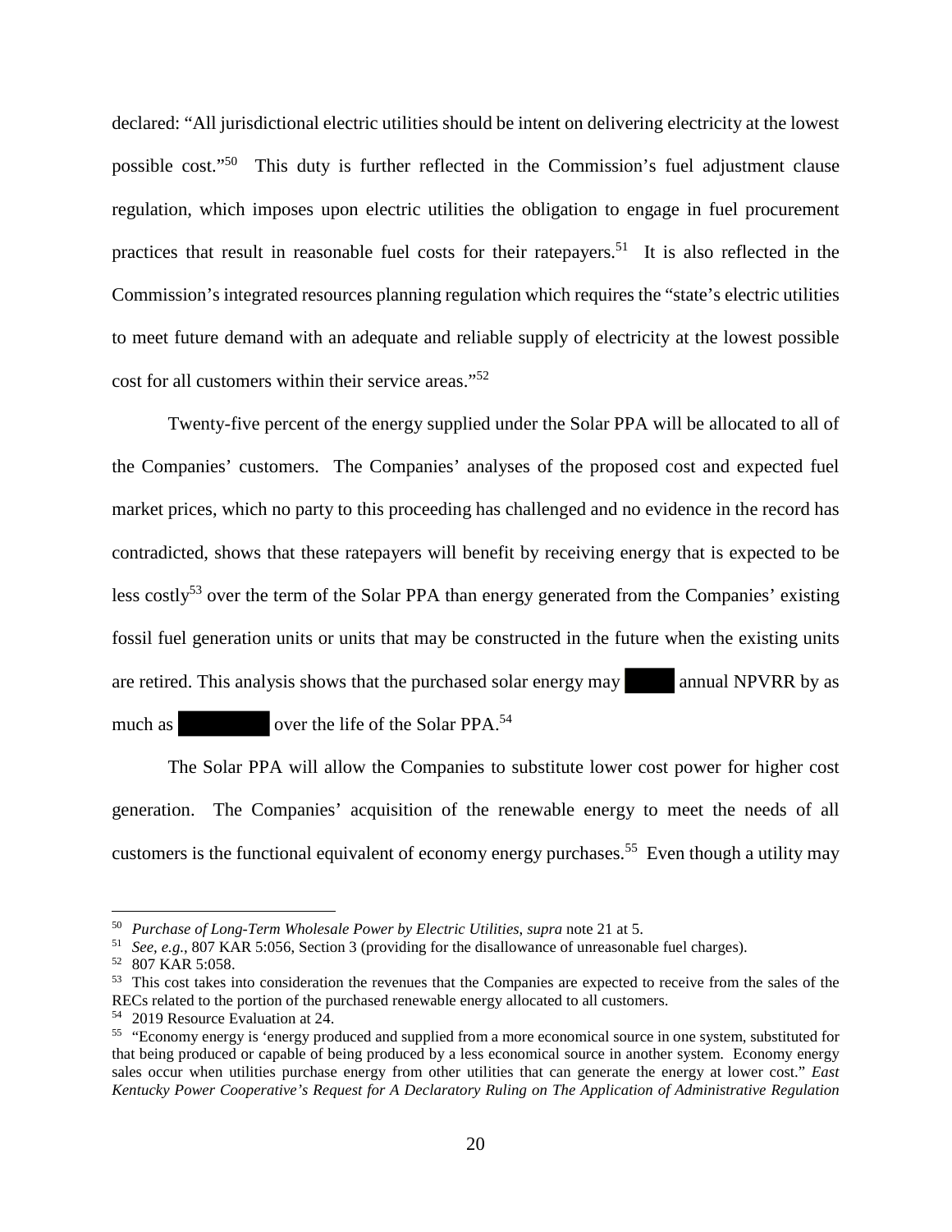declared: "All jurisdictional electric utilities should be intent on delivering electricity at the lowest possible cost."[50] This duty is further reflected in the Commission's fuel adjustment clause regulation, which imposes upon electric utilities the obligation to engage in fuel procurement practices that result in reasonable fuel costs for their ratepayers.[51] It is also reflected in the Commission's integrated resources planning regulation which requires the "state's electric utilities to meet future demand with an adequate and reliable supply of electricity at the lowest possible cost for all customers within their service areas."[52]

Twenty-five percent of the energy supplied under the Solar PPA will be allocated to all of the Companies' customers. The Companies' analyses of the proposed cost and expected fuel market prices, which no party to this proceeding has challenged and no evidence in the record has contradicted, shows that these ratepayers will benefit by receiving energy that is expected to be less costly[53] over the term of the Solar PPA than energy generated from the Companies' existing fossil fuel generation units or units that may be constructed in the future when the existing units are retired. This analysis shows that the purchased solar energy may ██████ annual NPVRR by as much as ██████████ over the life of the Solar PPA.[54]

The Solar PPA will allow the Companies to substitute lower cost power for higher cost generation. The Companies' acquisition of the renewable energy to meet the needs of all customers is the functional equivalent of economy energy purchases.[55] Even though a utility may

---

[50] *Purchase of Long-Term Wholesale Power by Electric Utilities*, *supra* note 21 at 5.

[51] *See, e.g.*, 807 KAR 5:056, Section 3 (providing for the disallowance of unreasonable fuel charges).

[52] 807 KAR 5:058.

[53] This cost takes into consideration the revenues that the Companies are expected to receive from the sales of the RECs related to the portion of the purchased renewable energy allocated to all customers.

[54] 2019 Resource Evaluation at 24.

[55] "Economy energy is 'energy produced and supplied from a more economical source in one system, substituted for that being produced or capable of being produced by a less economical source in another system. Economy energy sales occur when utilities purchase energy from other utilities that can generate the energy at lower cost." *East Kentucky Power Cooperative's Request for A Declaratory Ruling on The Application of Administrative Regulation*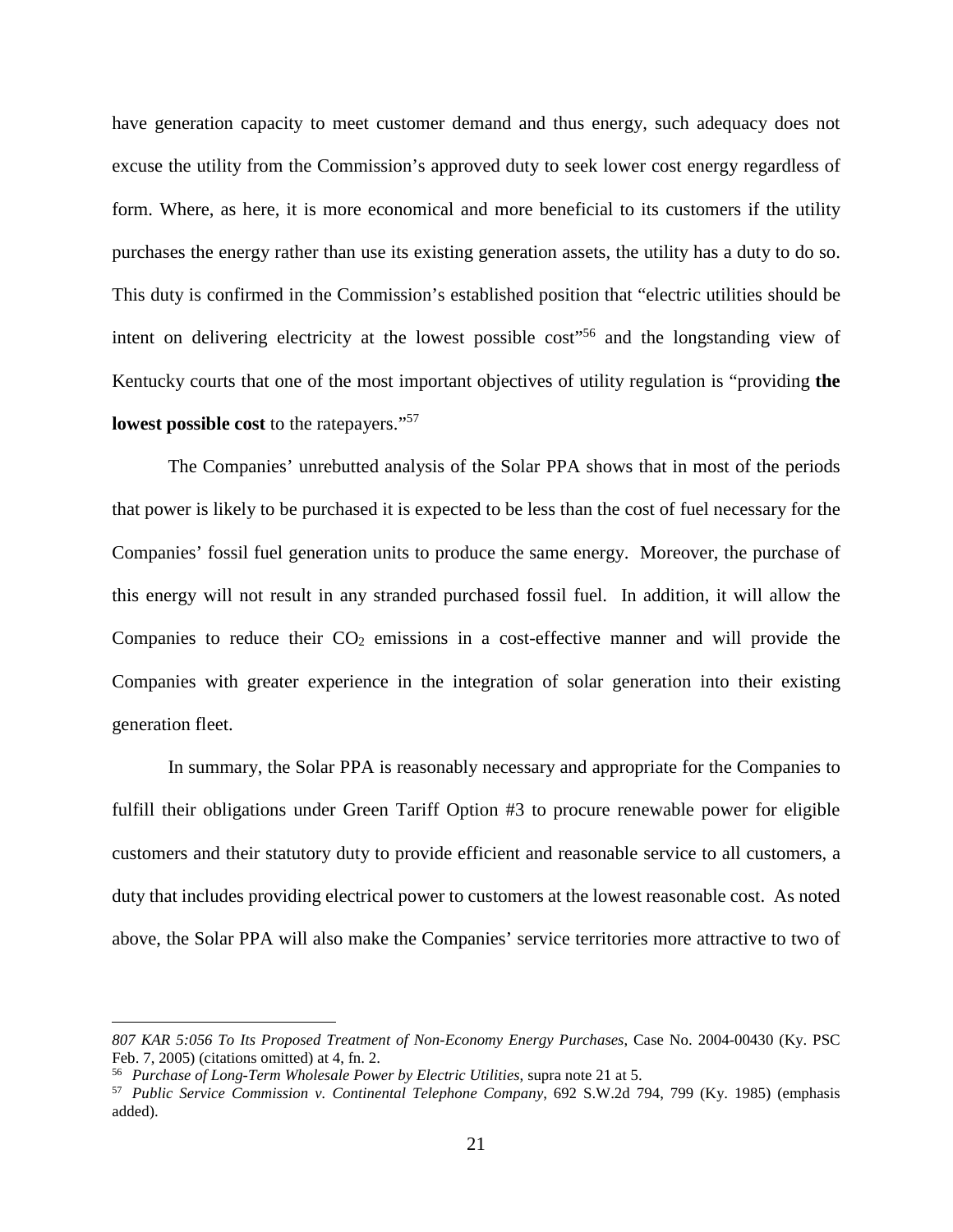have generation capacity to meet customer demand and thus energy, such adequacy does not excuse the utility from the Commission's approved duty to seek lower cost energy regardless of form. Where, as here, it is more economical and more beneficial to its customers if the utility purchases the energy rather than use its existing generation assets, the utility has a duty to do so. This duty is confirmed in the Commission's established position that "electric utilities should be intent on delivering electricity at the lowest possible cost"[56] and the longstanding view of Kentucky courts that one of the most important objectives of utility regulation is "providing **the lowest possible cost** to the ratepayers."[57]

The Companies' unrebutted analysis of the Solar PPA shows that in most of the periods that power is likely to be purchased it is expected to be less than the cost of fuel necessary for the Companies' fossil fuel generation units to produce the same energy. Moreover, the purchase of this energy will not result in any stranded purchased fossil fuel. In addition, it will allow the Companies to reduce their $CO_2$ emissions in a cost-effective manner and will provide the Companies with greater experience in the integration of solar generation into their existing generation fleet.

In summary, the Solar PPA is reasonably necessary and appropriate for the Companies to fulfill their obligations under Green Tariff Option #3 to procure renewable power for eligible customers and their statutory duty to provide efficient and reasonable service to all customers, a duty that includes providing electrical power to customers at the lowest reasonable cost. As noted above, the Solar PPA will also make the Companies' service territories more attractive to two of

---

*807 KAR 5:056 To Its Proposed Treatment of Non-Economy Energy Purchases*, Case No. 2004-00430 (Ky. PSC Feb. 7, 2005) (citations omitted) at 4, fn. 2.

[56] *Purchase of Long-Term Wholesale Power by Electric Utilities*, supra note 21 at 5.

[57] *Public Service Commission v. Continental Telephone Company*, 692 S.W.2d 794, 799 (Ky. 1985) (emphasis added).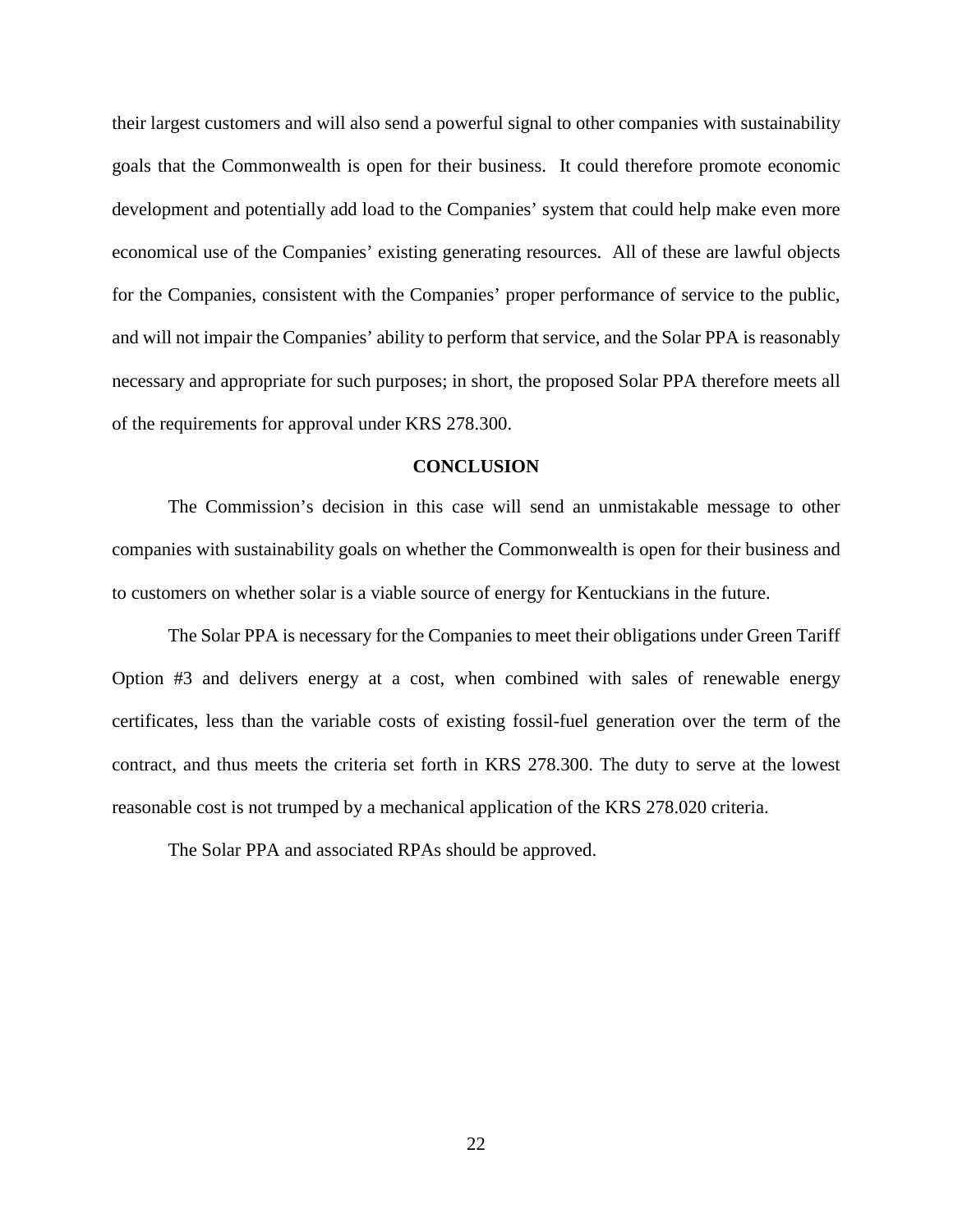their largest customers and will also send a powerful signal to other companies with sustainability goals that the Commonwealth is open for their business. It could therefore promote economic development and potentially add load to the Companies' system that could help make even more economical use of the Companies' existing generating resources. All of these are lawful objects for the Companies, consistent with the Companies' proper performance of service to the public, and will not impair the Companies' ability to perform that service, and the Solar PPA is reasonably necessary and appropriate for such purposes; in short, the proposed Solar PPA therefore meets all of the requirements for approval under KRS 278.300.

## CONCLUSION

The Commission's decision in this case will send an unmistakable message to other companies with sustainability goals on whether the Commonwealth is open for their business and to customers on whether solar is a viable source of energy for Kentuckians in the future.

The Solar PPA is necessary for the Companies to meet their obligations under Green Tariff Option #3 and delivers energy at a cost, when combined with sales of renewable energy certificates, less than the variable costs of existing fossil-fuel generation over the term of the contract, and thus meets the criteria set forth in KRS 278.300. The duty to serve at the lowest reasonable cost is not trumped by a mechanical application of the KRS 278.020 criteria.

The Solar PPA and associated RPAs should be approved.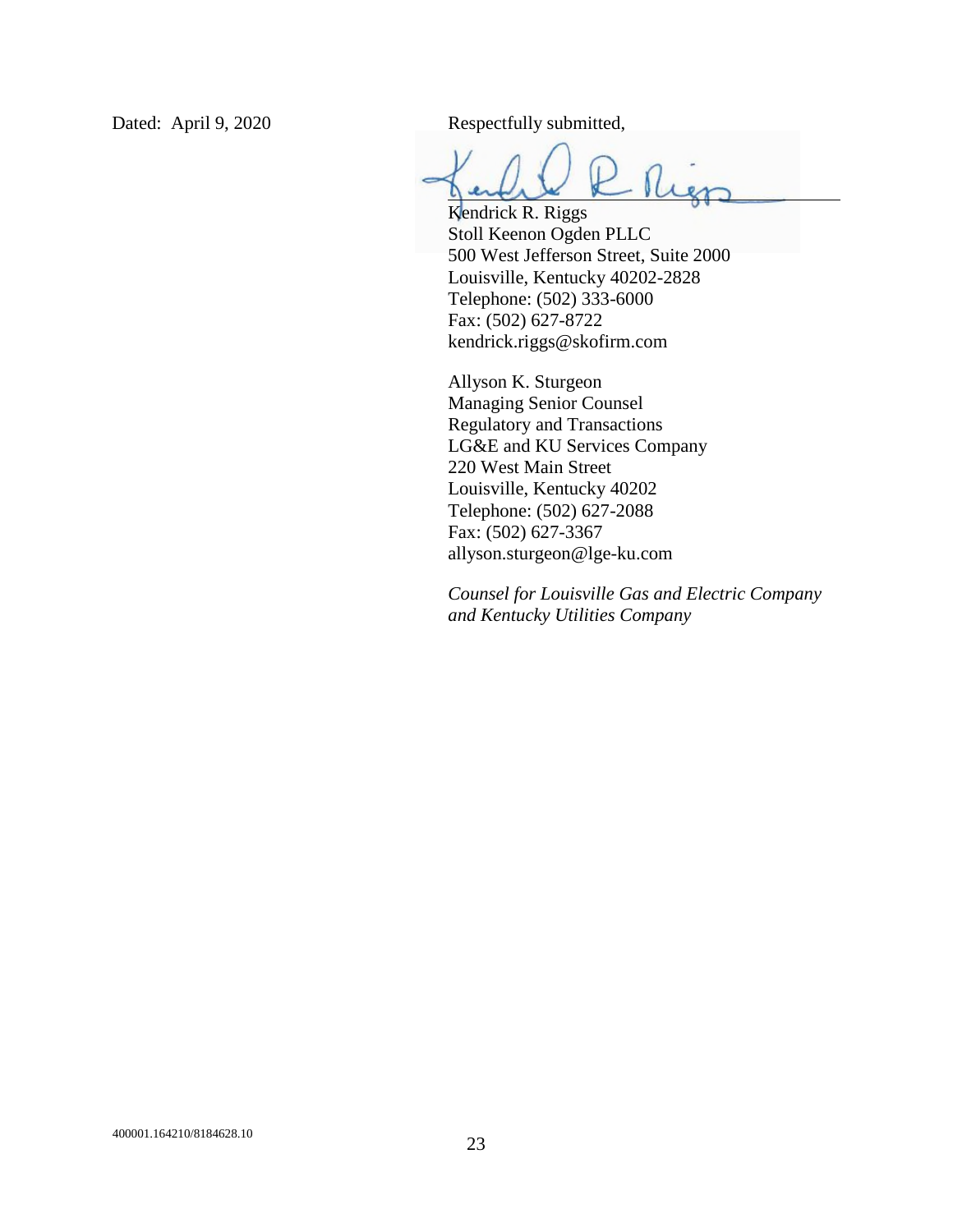Dated: April 9, 2020

Respectfully submitted,

Kendrick R. Riggs
Stoll Keenon Ogden PLLC
500 West Jefferson Street, Suite 2000
Louisville, Kentucky 40202-2828
Telephone: (502) 333-6000
Fax: (502) 627-8722
kendrick.riggs@skofirm.com

Allyson K. Sturgeon
Managing Senior Counsel
Regulatory and Transactions
LG&E and KU Services Company
220 West Main Street
Louisville, Kentucky 40202
Telephone: (502) 627-2088
Fax: (502) 627-3367
allyson.sturgeon@lge-ku.com

*Counsel for Louisville Gas and Electric Company and Kentucky Utilities Company*

400001.164210/8184628.10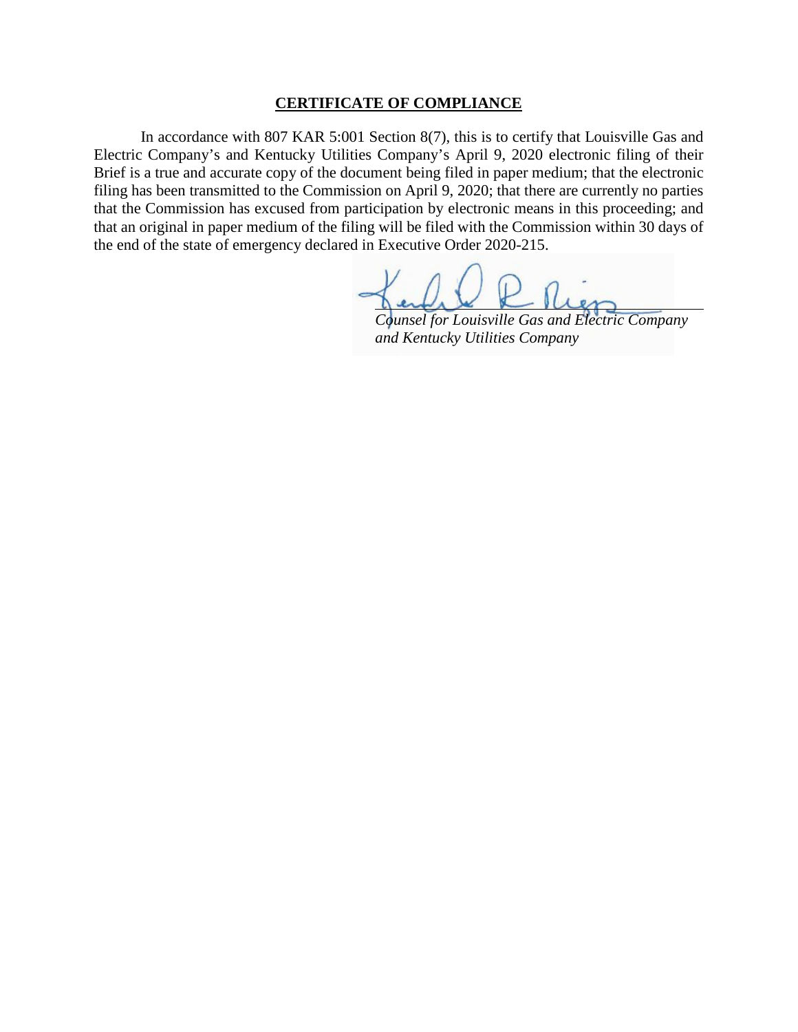## CERTIFICATE OF COMPLIANCE

In accordance with 807 KAR 5:001 Section 8(7), this is to certify that Louisville Gas and Electric Company's and Kentucky Utilities Company's April 9, 2020 electronic filing of their Brief is a true and accurate copy of the document being filed in paper medium; that the electronic filing has been transmitted to the Commission on April 9, 2020; that there are currently no parties that the Commission has excused from participation by electronic means in this proceeding; and that an original in paper medium of the filing will be filed with the Commission within 30 days of the end of the state of emergency declared in Executive Order 2020-215.

*Counsel for Louisville Gas and Electric Company and Kentucky Utilities Company*